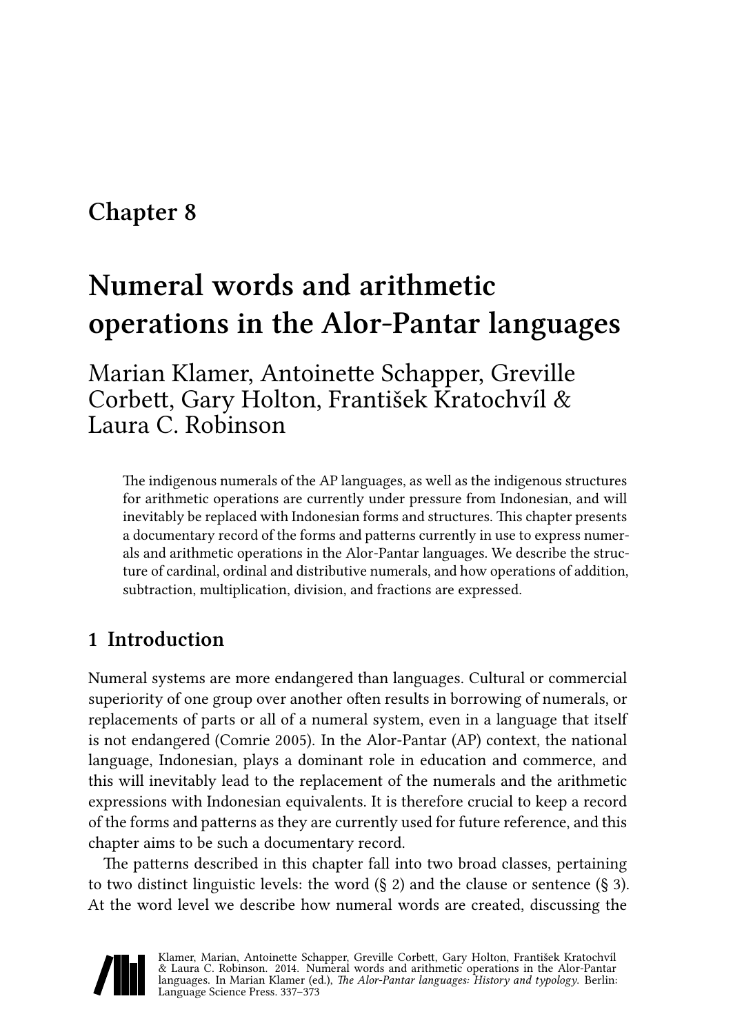# Chapter 8

# Numeral words and arithmetic operations in the Alor-Pantar languages

Marian Klamer, Antoinette Schapper, Greville Corbett, Gary Holton, František Kratochvíl & Laura C. Robinson

> The indigenous numerals of the AP languages, as well as the indigenous structures for arithmetic operations are currently under pressure from Indonesian, and will inevitably be replaced with Indonesian forms and structures. This chapter presents a documentary record of the forms and patterns currently in use to express numerals and arithmetic operations in the Alor-Pantar languages. We describe the structure of cardinal, ordinal and distributive numerals, and how operations of addition, subtraction, multiplication, division, and fractions are expressed.

## 1 Introduction

Numeral systems are more endangered than languages. Cultural or commercial superiority of one group over another often results in borrowing of numerals, or replacements of parts or all of a numeral system, even in a language that itself is not endangered (Comrie 2005). In the Alor-Pantar (AP) context, the national language, Indonesian, plays a dominant role in education and commerce, and this will inevitably lead to the replacement of the numerals and the arithmetic expressions with Indonesian equivalents. It is therefore crucial to keep a record of the forms and patterns as they are currently used for future reference, and this chapter aims to be such a documentary record.

The patterns described in this chapter fall into two broad classes, pertaining to two distinct linguistic levels: the word (§ 2) and the clause or sentence (§ 3). At the word level we describe how numeral words are created, discussing the

Klamer, Marian, Antoinette Schapper, Greville Corbett, Gary Holton, František Kratochvíl & Laura C. Robinson. 2014. Numeral words and arithmetic operations in the Alor-Pantar languages. In Marian Klamer (ed.), *The Alor-Pantar languages: History and typology.* Berlin: Language Science Press. 337–373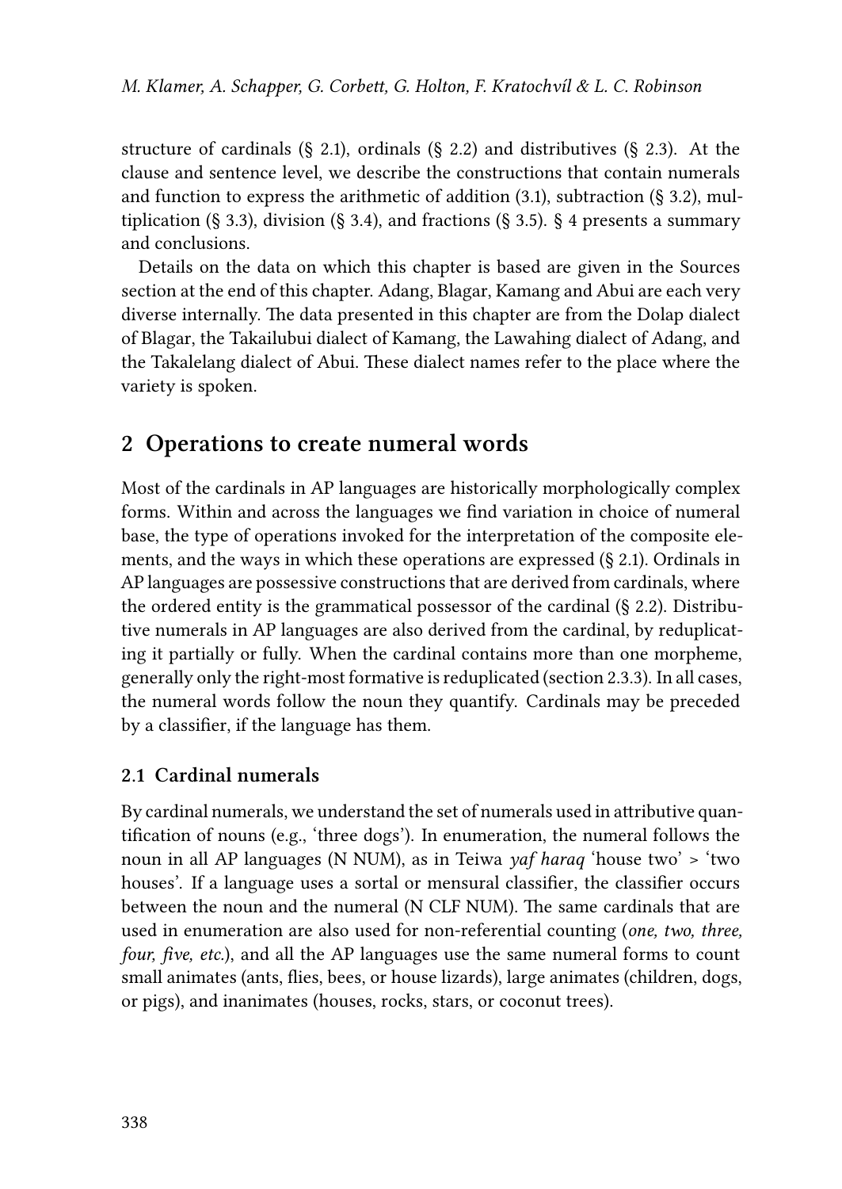structure of cardinals (§ 2.1), ordinals (§ 2.2) and distributives (§ 2.3). At the clause and sentence level, we describe the constructions that contain numerals and function to express the arithmetic of addition (3.1), subtraction (§ 3.2), multiplication (§ 3.3), division (§ 3.4), and fractions (§ 3.5). § 4 presents a summary and conclusions.

Details on the data on which this chapter is based are given in the Sources section at the end of this chapter. Adang, Blagar, Kamang and Abui are each very diverse internally. The data presented in this chapter are from the Dolap dialect of Blagar, the Takailubui dialect of Kamang, the Lawahing dialect of Adang, and the Takalelang dialect of Abui. These dialect names refer to the place where the variety is spoken.

## 2 Operations to create numeral words

Most of the cardinals in AP languages are historically morphologically complex forms. Within and across the languages we find variation in choice of numeral base, the type of operations invoked for the interpretation of the composite elements, and the ways in which these operations are expressed (§ 2.1). Ordinals in AP languages are possessive constructions that are derived from cardinals, where the ordered entity is the grammatical possessor of the cardinal (§ 2.2). Distributive numerals in AP languages are also derived from the cardinal, by reduplicating it partially or fully. When the cardinal contains more than one morpheme, generally only the right-most formative is reduplicated (section 2.3.3). In all cases, the numeral words follow the noun they quantify. Cardinals may be preceded by a classifier, if the language has them.

### 2.1 Cardinal numerals

By cardinal numerals, we understand the set of numerals used in attributive quantification of nouns (e.g., 'three dogs'). In enumeration, the numeral follows the noun in all AP languages (N NUM), as in Teiwa *yaf haraq* 'house two' > 'two houses'. If a language uses a sortal or mensural classifier, the classifier occurs between the noun and the numeral (N CLF NUM). The same cardinals that are used in enumeration are also used for non-referential counting (*one, two, three, four, five, etc.*), and all the AP languages use the same numeral forms to count small animates (ants, flies, bees, or house lizards), large animates (children, dogs, or pigs), and inanimates (houses, rocks, stars, or coconut trees).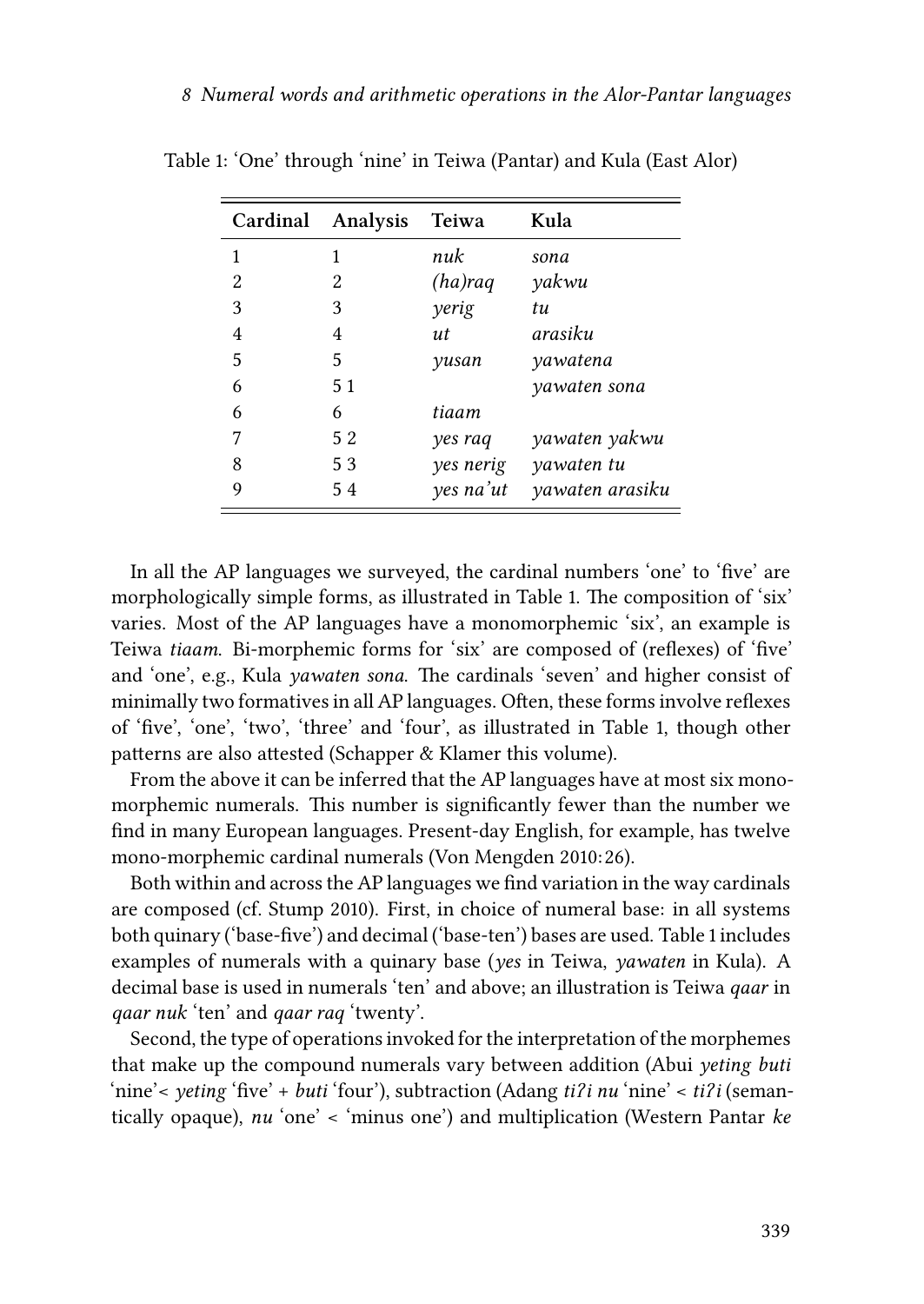Table 1: 'One' through 'nine' in Teiwa (Pantar) and Kula (East Alor)

| Cardinal | Analysis | Teiwa | Kula |
|---|---|---|---|
| 1 | 1 | *nuk* | *sona* |
| 2 | 2 | *(ha)raq* | *yakwu* |
| 3 | 3 | *yerig* | *tu* |
| 4 | 4 | *ut* | *arasiku* |
| 5 | 5 | *yusan* | *yawatena* |
| 6 | 5 1 | | *yawaten sona* |
| 6 | 6 | *tiaam* | |
| 7 | 5 2 | *yes raq* | *yawaten yakwu* |
| 8 | 5 3 | *yes nerig* | *yawaten tu* |
| 9 | 5 4 | *yes na'ut* | *yawaten arasiku* |

In all the AP languages we surveyed, the cardinal numbers 'one' to 'five' are morphologically simple forms, as illustrated in Table 1. The composition of 'six' varies. Most of the AP languages have a monomorphemic 'six', an example is Teiwa *tiaam*. Bi-morphemic forms for 'six' are composed of (reflexes) of 'five' and 'one', e.g., Kula *yawaten sona*. The cardinals 'seven' and higher consist of minimally two formatives in all AP languages. Often, these forms involve reflexes of 'five', 'one', 'two', 'three' and 'four', as illustrated in Table 1, though other patterns are also attested (Schapper & Klamer this volume).

From the above it can be inferred that the AP languages have at most six monomorphemic numerals. This number is significantly fewer than the number we find in many European languages. Present-day English, for example, has twelve mono-morphemic cardinal numerals (Von Mengden 2010: 26).

Both within and across the AP languages we find variation in the way cardinals are composed (cf. Stump 2010). First, in choice of numeral base: in all systems both quinary ('base-five') and decimal ('base-ten') bases are used. Table 1 includes examples of numerals with a quinary base (*yes* in Teiwa, *yawaten* in Kula). A decimal base is used in numerals 'ten' and above; an illustration is Teiwa *qaar* in *qaar nuk* 'ten' and *qaar raq* 'twenty'.

Second, the type of operations invoked for the interpretation of the morphemes that make up the compound numerals vary between addition (Abui *yeting buti* 'nine'< *yeting* 'five' + *buti* 'four'), subtraction (Adang *tiʔi nu* 'nine' < *tiʔi* (semantically opaque), *nu* 'one' < 'minus one') and multiplication (Western Pantar *ke*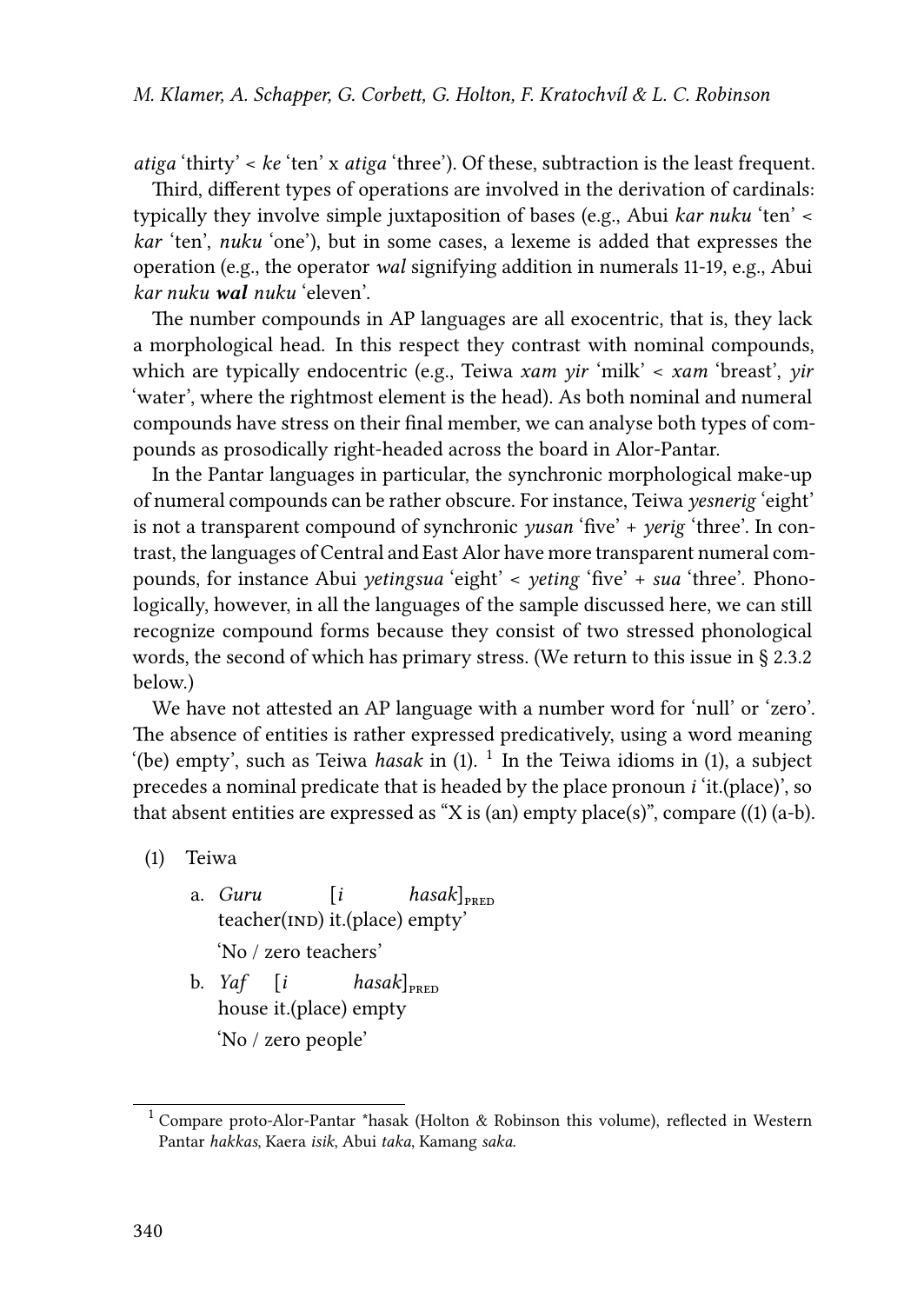*atiga* 'thirty' < *ke* 'ten' x *atiga* 'three'). Of these, subtraction is the least frequent.

Third, different types of operations are involved in the derivation of cardinals: typically they involve simple juxtaposition of bases (e.g., Abui *kar nuku* 'ten' < *kar* 'ten', *nuku* 'one'), but in some cases, a lexeme is added that expresses the operation (e.g., the operator *wal* signifying addition in numerals 11-19, e.g., Abui *kar nuku* ***wal*** *nuku* 'eleven'.

The number compounds in AP languages are all exocentric, that is, they lack a morphological head. In this respect they contrast with nominal compounds, which are typically endocentric (e.g., Teiwa *xam yir* 'milk' < *xam* 'breast', *yir* 'water', where the rightmost element is the head). As both nominal and numeral compounds have stress on their final member, we can analyse both types of compounds as prosodically right-headed across the board in Alor-Pantar.

In the Pantar languages in particular, the synchronic morphological make-up of numeral compounds can be rather obscure. For instance, Teiwa *yesnerig* 'eight' is not a transparent compound of synchronic *yusan* 'five' + *yerig* 'three'. In contrast, the languages of Central and East Alor have more transparent numeral compounds, for instance Abui *yetingsua* 'eight' < *yeting* 'five' + *sua* 'three'. Phonologically, however, in all the languages of the sample discussed here, we can still recognize compound forms because they consist of two stressed phonological words, the second of which has primary stress. (We return to this issue in § 2.3.2 below.)

We have not attested an AP language with a number word for 'null' or 'zero'. The absence of entities is rather expressed predicatively, using a word meaning '(be) empty', such as Teiwa *hasak* in (1). [1] In the Teiwa idioms in (1), a subject precedes a nominal predicate that is headed by the place pronoun *i* 'it.(place)', so that absent entities are expressed as "X is (an) empty place(s)", compare ((1) (a-b).

(1) Teiwa

a. *Guru* [*i* *hasak*]$_{\text{PRED}}$
teacher(IND) it.(place) empty'
'No / zero teachers'

b. *Yaf* [*i* *hasak*]$_{\text{PRED}}$
house it.(place) empty
'No / zero people'

---

[1] Compare proto-Alor-Pantar *hasak (Holton & Robinson this volume), reflected in Western Pantar *hakkas*, Kaera *isik*, Abui *taka*, Kamang *saka*.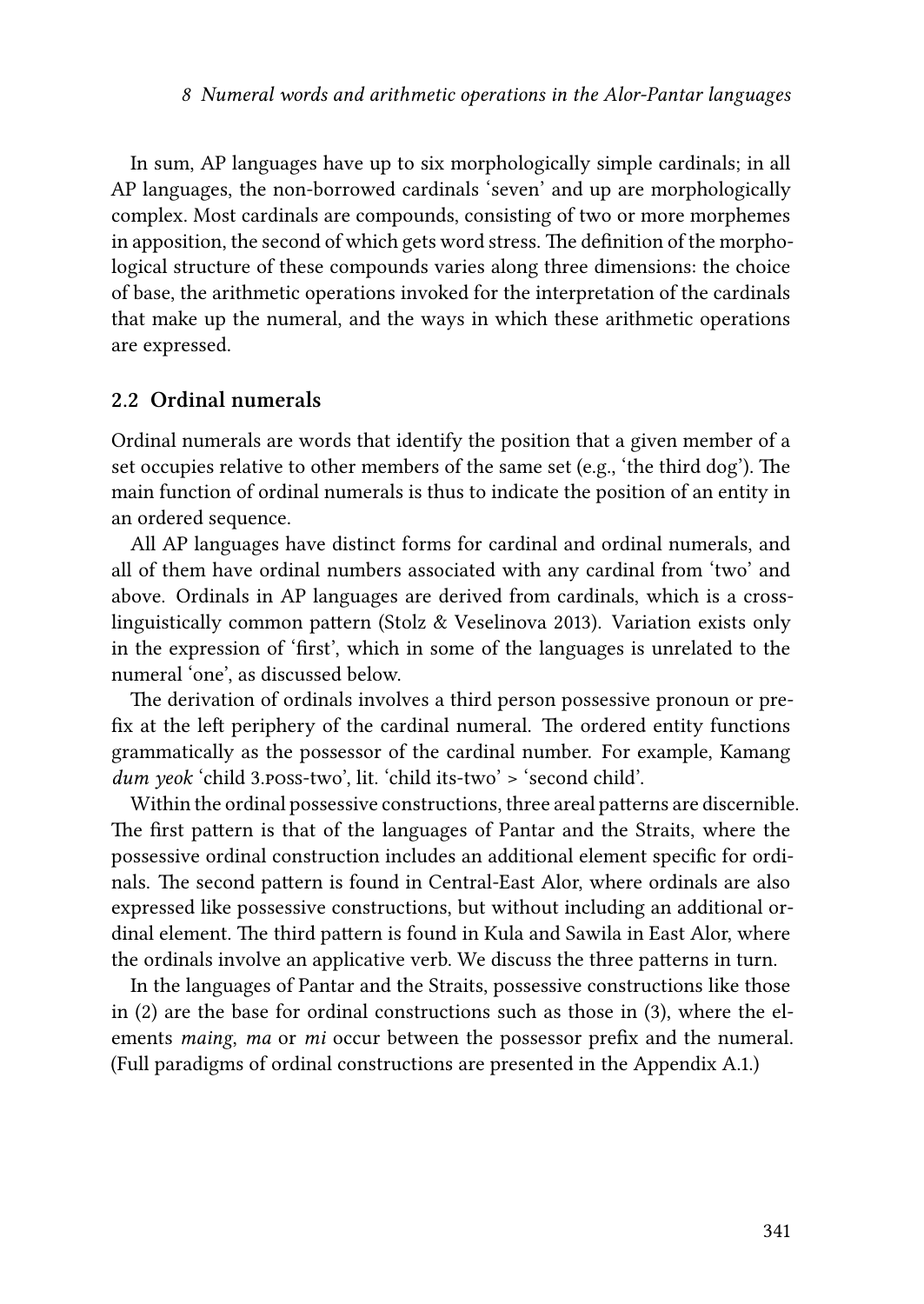In sum, AP languages have up to six morphologically simple cardinals; in all AP languages, the non-borrowed cardinals 'seven' and up are morphologically complex. Most cardinals are compounds, consisting of two or more morphemes in apposition, the second of which gets word stress. The definition of the morphological structure of these compounds varies along three dimensions: the choice of base, the arithmetic operations invoked for the interpretation of the cardinals that make up the numeral, and the ways in which these arithmetic operations are expressed.

## 2.2 Ordinal numerals

Ordinal numerals are words that identify the position that a given member of a set occupies relative to other members of the same set (e.g., 'the third dog'). The main function of ordinal numerals is thus to indicate the position of an entity in an ordered sequence.

All AP languages have distinct forms for cardinal and ordinal numerals, and all of them have ordinal numbers associated with any cardinal from 'two' and above. Ordinals in AP languages are derived from cardinals, which is a cross-linguistically common pattern (Stolz & Veselinova 2013). Variation exists only in the expression of 'first', which in some of the languages is unrelated to the numeral 'one', as discussed below.

The derivation of ordinals involves a third person possessive pronoun or prefix at the left periphery of the cardinal numeral. The ordered entity functions grammatically as the possessor of the cardinal number. For example, Kamang *dum yeok* 'child 3.POSS-two', lit. 'child its-two' > 'second child'.

Within the ordinal possessive constructions, three areal patterns are discernible. The first pattern is that of the languages of Pantar and the Straits, where the possessive ordinal construction includes an additional element specific for ordinals. The second pattern is found in Central-East Alor, where ordinals are also expressed like possessive constructions, but without including an additional ordinal element. The third pattern is found in Kula and Sawila in East Alor, where the ordinals involve an applicative verb. We discuss the three patterns in turn.

In the languages of Pantar and the Straits, possessive constructions like those in (2) are the base for ordinal constructions such as those in (3), where the elements *maing*, *ma* or *mi* occur between the possessor prefix and the numeral. (Full paradigms of ordinal constructions are presented in the Appendix A.1.)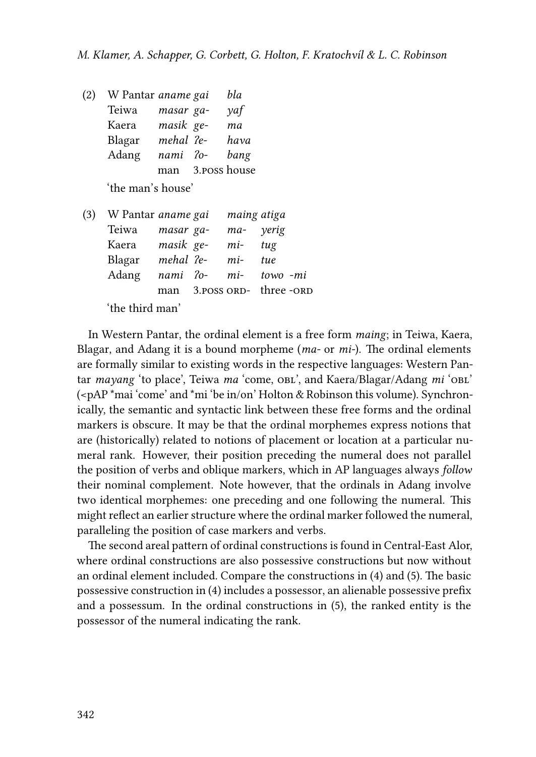(2)

| | | | |
|---|---|---|---|
| W Pantar | *aname* | *gai* | *bla* |
| Teiwa | *masar* | *ga-* | *yaf* |
| Kaera | *masik* | *ge-* | *ma* |
| Blagar | *mehal* | *ʔe-* | *hava* |
| Adang | *nami* | *ʔo-* | *bang* |
| | man | 3.POSS | house |

'the man's house'

(3)

| | | | | | |
|---|---|---|---|---|---|
| W Pantar | *aname* | *gai* | *maing* | *atiga* | |
| Teiwa | *masar* | *ga-* | *ma-* | *yerig* | |
| Kaera | *masik* | *ge-* | *mi-* | *tug* | |
| Blagar | *mehal* | *ʔe-* | *mi-* | *tue* | |
| Adang | *nami* | *ʔo-* | *mi-* | *towo* | *-mi* |
| | man | 3.POSS | ORD- | three | -ORD |

'the third man'

In Western Pantar, the ordinal element is a free form *maing*; in Teiwa, Kaera, Blagar, and Adang it is a bound morpheme (*ma-* or *mi-*). The ordinal elements are formally similar to existing words in the respective languages: Western Pantar *mayang* 'to place', Teiwa *ma* 'come, OBL', and Kaera/Blagar/Adang *mi* 'OBL' (<pAP *mai 'come' and *mi 'be in/on' Holton & Robinson this volume). Synchronically, the semantic and syntactic link between these free forms and the ordinal markers is obscure. It may be that the ordinal morphemes express notions that are (historically) related to notions of placement or location at a particular numeral rank. However, their position preceding the numeral does not parallel the position of verbs and oblique markers, which in AP languages always *follow* their nominal complement. Note however, that the ordinals in Adang involve two identical morphemes: one preceding and one following the numeral. This might reflect an earlier structure where the ordinal marker followed the numeral, paralleling the position of case markers and verbs.

The second areal pattern of ordinal constructions is found in Central-East Alor, where ordinal constructions are also possessive constructions but now without an ordinal element included. Compare the constructions in (4) and (5). The basic possessive construction in (4) includes a possessor, an alienable possessive prefix and a possessum. In the ordinal constructions in (5), the ranked entity is the possessor of the numeral indicating the rank.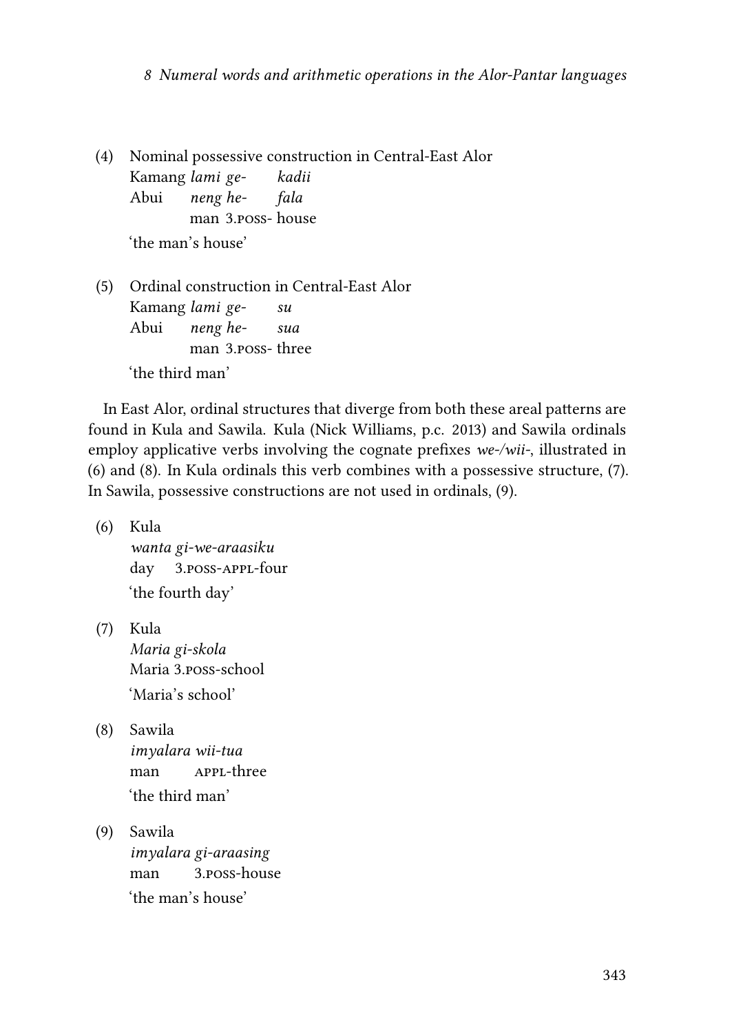(4) Nominal possessive construction in Central-East Alor

| | | | |
|---|---|---|---|
| Kamang | *lami* | *ge-* | *kadii* |
| Abui | *neng* | *he-* | *fala* |
| | man | 3.POSS- | house |

'the man's house'

(5) Ordinal construction in Central-East Alor

| | | | |
|---|---|---|---|
| Kamang | *lami* | *ge-* | *su* |
| Abui | *neng* | *he-* | *sua* |
| | man | 3.POSS- | three |

'the third man'

In East Alor, ordinal structures that diverge from both these areal patterns are found in Kula and Sawila. Kula (Nick Williams, p.c. 2013) and Sawila ordinals employ applicative verbs involving the cognate prefixes *we-/wii-*, illustrated in (6) and (8). In Kula ordinals this verb combines with a possessive structure, (7). In Sawila, possessive constructions are not used in ordinals, (9).

(6) Kula
*wanta gi-we-araasiku*
day 3.POSS-APPL-four
'the fourth day'

(7) Kula
*Maria gi-skola*
Maria 3.POSS-school
'Maria's school'

(8) Sawila
*imyalara wii-tua*
man APPL-three
'the third man'

(9) Sawila
*imyalara gi-araasing*
man 3.POSS-house
'the man's house'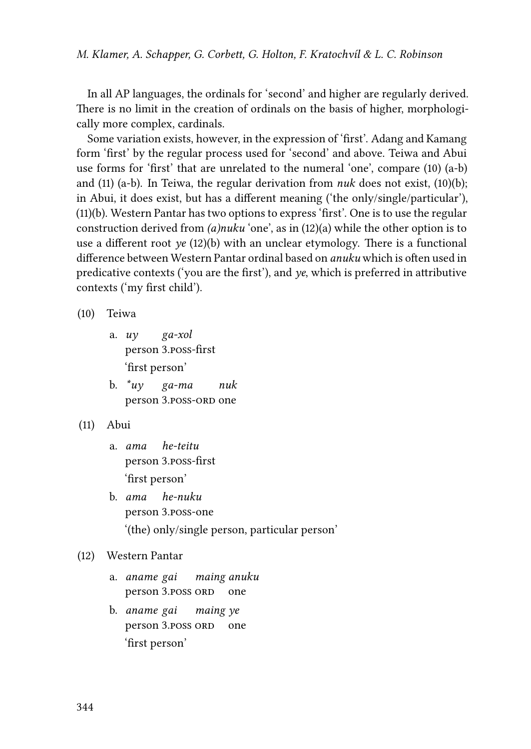In all AP languages, the ordinals for 'second' and higher are regularly derived. There is no limit in the creation of ordinals on the basis of higher, morphologically more complex, cardinals.

Some variation exists, however, in the expression of 'first'. Adang and Kamang form 'first' by the regular process used for 'second' and above. Teiwa and Abui use forms for 'first' that are unrelated to the numeral 'one', compare (10) (a-b) and (11) (a-b). In Teiwa, the regular derivation from *nuk* does not exist, (10)(b); in Abui, it does exist, but has a different meaning ('the only/single/particular'), (11)(b). Western Pantar has two options to express 'first'. One is to use the regular construction derived from *(a)nuku* 'one', as in (12)(a) while the other option is to use a different root *ye* (12)(b) with an unclear etymology. There is a functional difference between Western Pantar ordinal based on *anuku* which is often used in predicative contexts ('you are the first'), and *ye*, which is preferred in attributive contexts ('my first child').

(10) Teiwa

a. *uy ga-xol*
person 3.POSS-first
'first person'

b. **uy ga-ma nuk*
person 3.POSS-ORD one

(11) Abui

a. *ama he-teitu*
person 3.POSS-first
'first person'

b. *ama he-nuku*
person 3.POSS-one
'(the) only/single person, particular person'

(12) Western Pantar

a. *aname gai maing anuku*
person 3.POSS ORD one

b. *aname gai maing ye*
person 3.POSS ORD one
'first person'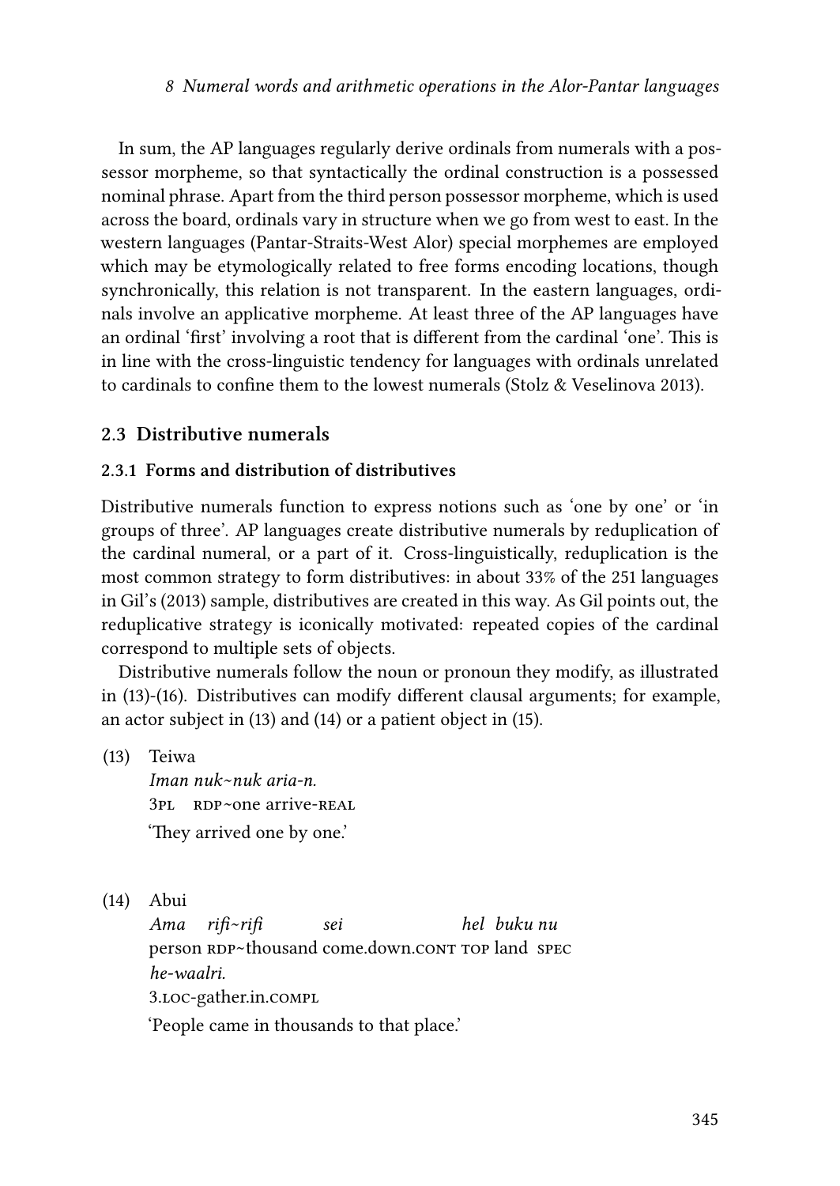In sum, the AP languages regularly derive ordinals from numerals with a possessor morpheme, so that syntactically the ordinal construction is a possessed nominal phrase. Apart from the third person possessor morpheme, which is used across the board, ordinals vary in structure when we go from west to east. In the western languages (Pantar-Straits-West Alor) special morphemes are employed which may be etymologically related to free forms encoding locations, though synchronically, this relation is not transparent. In the eastern languages, ordinals involve an applicative morpheme. At least three of the AP languages have an ordinal 'first' involving a root that is different from the cardinal 'one'. This is in line with the cross-linguistic tendency for languages with ordinals unrelated to cardinals to confine them to the lowest numerals (Stolz & Veselinova 2013).

### 2.3 Distributive numerals

#### 2.3.1 Forms and distribution of distributives

Distributive numerals function to express notions such as 'one by one' or 'in groups of three'. AP languages create distributive numerals by reduplication of the cardinal numeral, or a part of it. Cross-linguistically, reduplication is the most common strategy to form distributives: in about 33% of the 251 languages in Gil's (2013) sample, distributives are created in this way. As Gil points out, the reduplicative strategy is iconically motivated: repeated copies of the cardinal correspond to multiple sets of objects.

Distributive numerals follow the noun or pronoun they modify, as illustrated in (13)-(16). Distributives can modify different clausal arguments; for example, an actor subject in (13) and (14) or a patient object in (15).

(13) Teiwa
*Iman nuk~nuk aria-n.*
3PL RDP~one arrive-REAL
'They arrived one by one.'

(14) Abui
*Ama rifi~rifi sei hel buku nu he-waalri.*
person RDP~thousand come.down.CONT TOP land SPEC 3.LOC-gather.in.COMPL
'People came in thousands to that place.'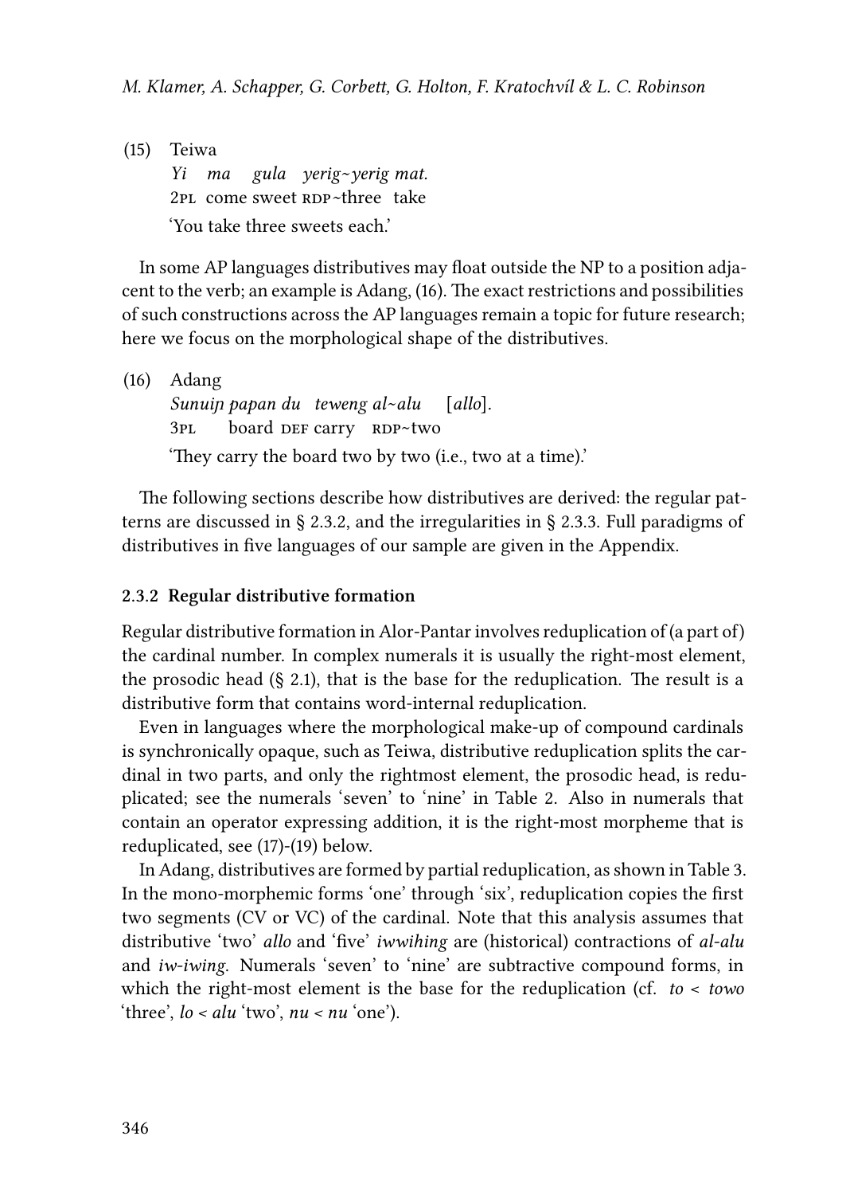(15) Teiwa

*Yi ma gula yerig~yerig mat.*
2PL come sweet RDP~three take
'You take three sweets each.'

In some AP languages distributives may float outside the NP to a position adjacent to the verb; an example is Adang, (16). The exact restrictions and possibilities of such constructions across the AP languages remain a topic for future research; here we focus on the morphological shape of the distributives.

(16) Adang

*Sunuiŋ papan du teweng al~alu [allo].*
3PL board DEF carry RDP~two
'They carry the board two by two (i.e., two at a time).'

The following sections describe how distributives are derived: the regular patterns are discussed in § 2.3.2, and the irregularities in § 2.3.3. Full paradigms of distributives in five languages of our sample are given in the Appendix.

### 2.3.2 Regular distributive formation

Regular distributive formation in Alor-Pantar involves reduplication of (a part of) the cardinal number. In complex numerals it is usually the right-most element, the prosodic head (§ 2.1), that is the base for the reduplication. The result is a distributive form that contains word-internal reduplication.

Even in languages where the morphological make-up of compound cardinals is synchronically opaque, such as Teiwa, distributive reduplication splits the cardinal in two parts, and only the rightmost element, the prosodic head, is reduplicated; see the numerals 'seven' to 'nine' in Table 2. Also in numerals that contain an operator expressing addition, it is the right-most morpheme that is reduplicated, see (17)-(19) below.

In Adang, distributives are formed by partial reduplication, as shown in Table 3. In the mono-morphemic forms 'one' through 'six', reduplication copies the first two segments (CV or VC) of the cardinal. Note that this analysis assumes that distributive 'two' *allo* and 'five' *iwwihing* are (historical) contractions of *al-alu* and *iw-iwing*. Numerals 'seven' to 'nine' are subtractive compound forms, in which the right-most element is the base for the reduplication (cf. *to* < *towo* 'three', *lo* < *alu* 'two', *nu* < *nu* 'one').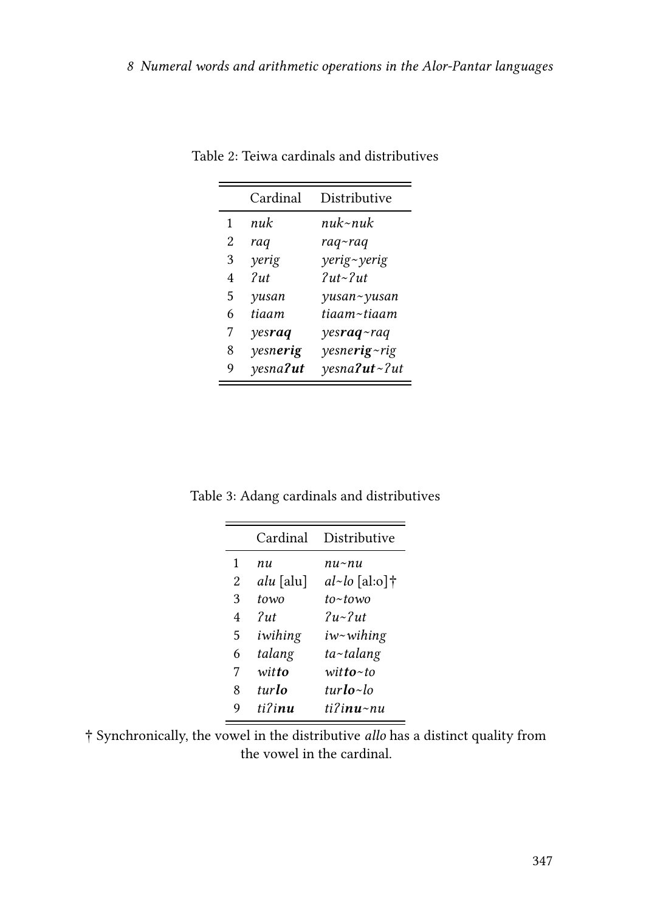Table 2: Teiwa cardinals and distributives

| | Cardinal | Distributive |
|---|---|---|
| 1 | *nuk* | *nuk~nuk* |
| 2 | *raq* | *raq~raq* |
| 3 | *yerig* | *yerig~yerig* |
| 4 | *ʔut* | *ʔut~ʔut* |
| 5 | *yusan* | *yusan~yusan* |
| 6 | *tiaam* | *tiaam~tiaam* |
| 7 | *yes**raq*** | *yes**raq**~raq* |
| 8 | *yesn**erig*** | *yesn**erig**~rig* |
| 9 | *yesna**ʔut*** | *yesna**ʔut**~ʔut* |

Table 3: Adang cardinals and distributives

| | Cardinal | Distributive |
|---|---|---|
| 1 | *nu* | *nu~nu* |
| 2 | *alu* [alu] | *al~lo* [alːo]† |
| 3 | *towo* | *to~towo* |
| 4 | *ʔut* | *ʔu~ʔut* |
| 5 | *iwihing* | *iw~wihing* |
| 6 | *talang* | *ta~talang* |
| 7 | *wit**to*** | *wit**to**~to* |
| 8 | *tur**lo*** | *tur**lo**~lo* |
| 9 | *tiʔi**nu*** | *tiʔi**nu**~nu* |

† Synchronically, the vowel in the distributive *allo* has a distinct quality from the vowel in the cardinal.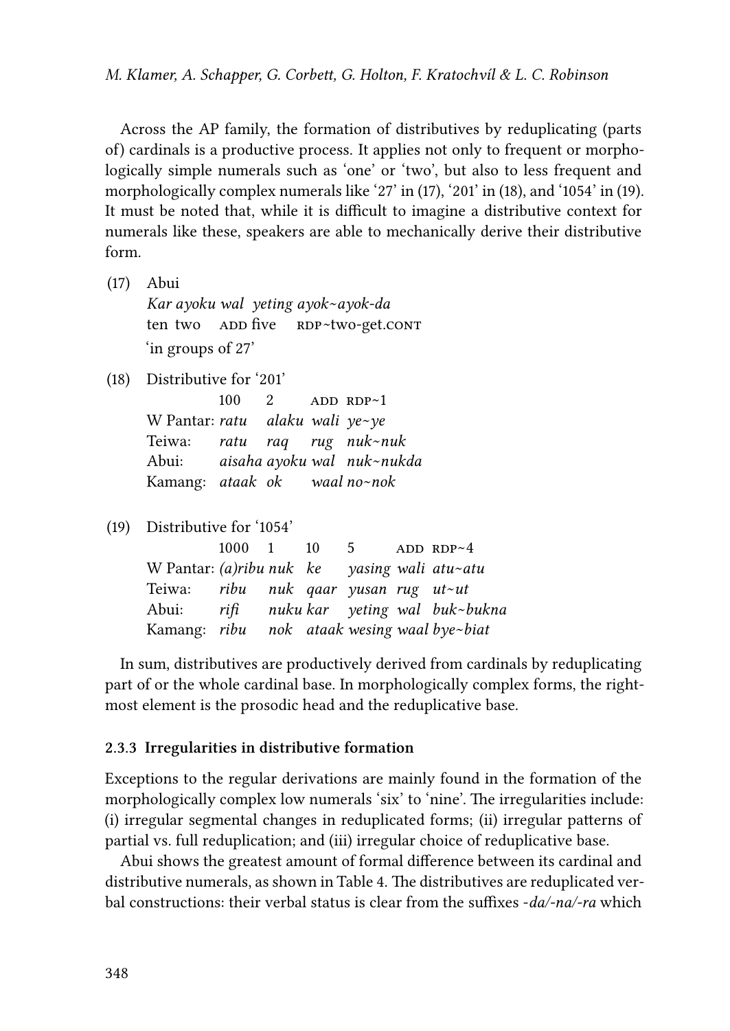Across the AP family, the formation of distributives by reduplicating (parts of) cardinals is a productive process. It applies not only to frequent or morphologically simple numerals such as 'one' or 'two', but also to less frequent and morphologically complex numerals like '27' in (17), '201' in (18), and '1054' in (19). It must be noted that, while it is difficult to imagine a distributive context for numerals like these, speakers are able to mechanically derive their distributive form.

(17) Abui
*Kar ayoku wal yeting ayok~ayok-da*
ten two ADD five RDP~two-get.CONT
'in groups of 27'

(18) Distributive for '201'

| | 100 | 2 | ADD | RDP~1 |
|---|---|---|---|---|
| W Pantar: | *ratu* | *alaku* | *wali* | *ye~ye* |
| Teiwa: | *ratu* | *raq* | *rug* | *nuk~nuk* |
| Abui: | *aisaha* | *ayoku* | *wal* | *nuk~nukda* |
| Kamang: | *ataak* | *ok* | *waal* | *no~nok* |

(19) Distributive for '1054'

| | 1000 | 1 | 10 | 5 | ADD | RDP~4 |
|---|---|---|---|---|---|---|
| W Pantar: | *(a)ribu* | *nuk* | *ke* | *yasing* | *wali* | *atu~atu* |
| Teiwa: | *ribu* | *nuk* | *qaar* | *yusan* | *rug* | *ut~ut* |
| Abui: | *rifi* | *nuku* | *kar* | *yeting* | *wal* | *buk~bukna* |
| Kamang: | *ribu* | *nok* | *ataak* | *wesing* | *waal* | *bye~biat* |

In sum, distributives are productively derived from cardinals by reduplicating part of or the whole cardinal base. In morphologically complex forms, the rightmost element is the prosodic head and the reduplicative base.

### 2.3.3 Irregularities in distributive formation

Exceptions to the regular derivations are mainly found in the formation of the morphologically complex low numerals 'six' to 'nine'. The irregularities include: (i) irregular segmental changes in reduplicated forms; (ii) irregular patterns of partial vs. full reduplication; and (iii) irregular choice of reduplicative base.

Abui shows the greatest amount of formal difference between its cardinal and distributive numerals, as shown in Table 4. The distributives are reduplicated verbal constructions: their verbal status is clear from the suffixes *-da/-na/-ra* which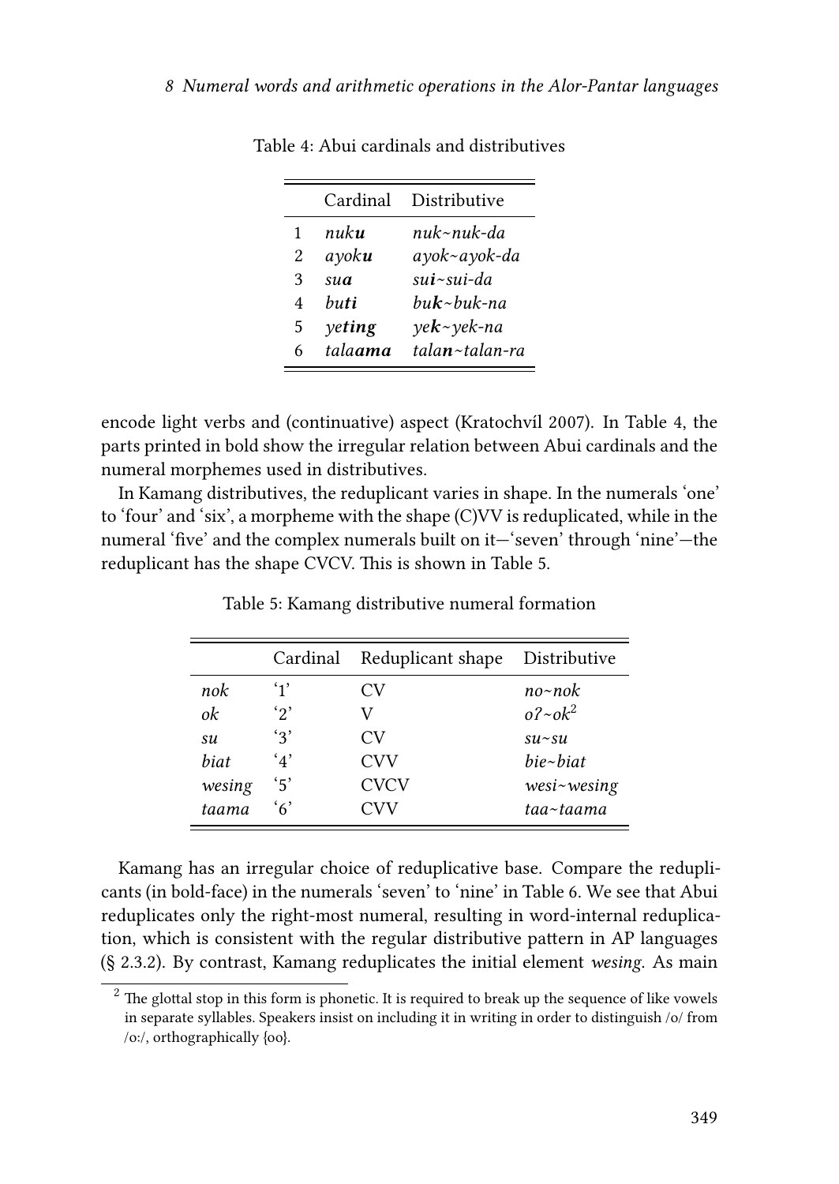Table 4: Abui cardinals and distributives

| | Cardinal | Distributive |
|---|---|---|
| 1 | *nuk**u*** | *nuk~nuk-da* |
| 2 | *ayok**u*** | *ayok~ayok-da* |
| 3 | *su**a*** | *su**i**~sui-da* |
| 4 | *bu**ti*** | *bu**k**~buk-na* |
| 5 | *ye**ting*** | *ye**k**~yek-na* |
| 6 | *tala**ama*** | *tala**n**~talan-ra* |

encode light verbs and (continuative) aspect (Kratochvíl 2007). In Table 4, the parts printed in bold show the irregular relation between Abui cardinals and the numeral morphemes used in distributives.

In Kamang distributives, the reduplicant varies in shape. In the numerals 'one' to 'four' and 'six', a morpheme with the shape (C)VV is reduplicated, while in the numeral 'five' and the complex numerals built on it—'seven' through 'nine'—the reduplicant has the shape CVCV. This is shown in Table 5.

Table 5: Kamang distributive numeral formation

| | Cardinal | Reduplicant shape | Distributive |
|---|---|---|---|
| *nok* | '1' | CV | *no~nok* |
| *ok* | '2' | V | *oʔ~ok*[2] |
| *su* | '3' | CV | *su~su* |
| *biat* | '4' | CVV | *bie~biat* |
| *wesing* | '5' | CVCV | *wesi~wesing* |
| *taama* | '6' | CVV | *taa~taama* |

Kamang has an irregular choice of reduplicative base. Compare the reduplicants (in bold-face) in the numerals 'seven' to 'nine' in Table 6. We see that Abui reduplicates only the right-most numeral, resulting in word-internal reduplication, which is consistent with the regular distributive pattern in AP languages (§ 2.3.2). By contrast, Kamang reduplicates the initial element *wesing*. As main

[2] The glottal stop in this form is phonetic. It is required to break up the sequence of like vowels in separate syllables. Speakers insist on including it in writing in order to distinguish /o/ from /oː/, orthographically {oo}.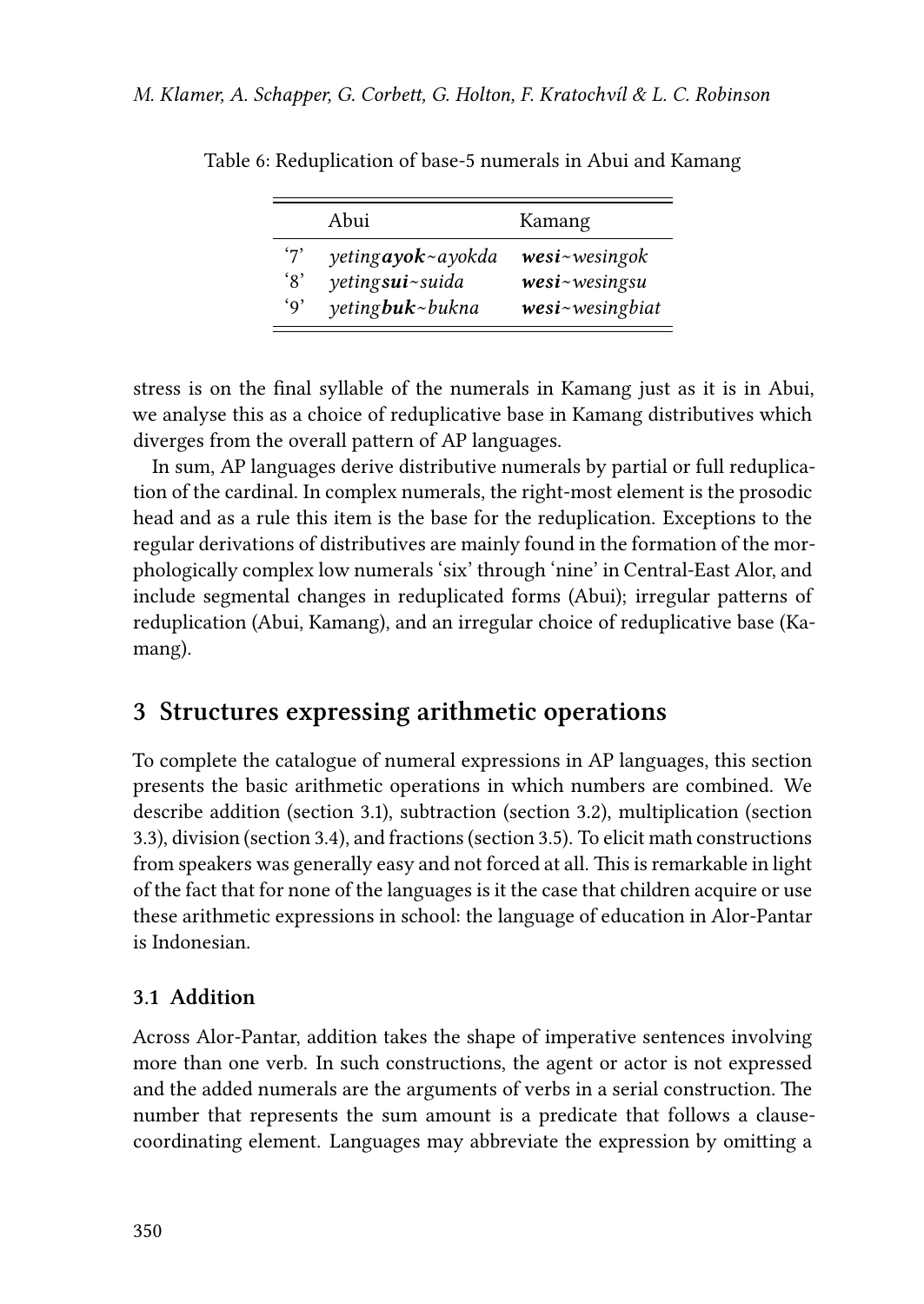Table 6: Reduplication of base-5 numerals in Abui and Kamang

| | Abui | Kamang |
|---|---|---|
| '7' | *yeting**ayok**~ayokda* | ***wesi**~wesingok* |
| '8' | *yeting**sui**~suida* | ***wesi**~wesingsu* |
| '9' | *yeting**buk**~bukna* | ***wesi**~wesingbiat* |

stress is on the final syllable of the numerals in Kamang just as it is in Abui, we analyse this as a choice of reduplicative base in Kamang distributives which diverges from the overall pattern of AP languages.

In sum, AP languages derive distributive numerals by partial or full reduplication of the cardinal. In complex numerals, the right-most element is the prosodic head and as a rule this item is the base for the reduplication. Exceptions to the regular derivations of distributives are mainly found in the formation of the morphologically complex low numerals 'six' through 'nine' in Central-East Alor, and include segmental changes in reduplicated forms (Abui); irregular patterns of reduplication (Abui, Kamang), and an irregular choice of reduplicative base (Kamang).

## 3 Structures expressing arithmetic operations

To complete the catalogue of numeral expressions in AP languages, this section presents the basic arithmetic operations in which numbers are combined. We describe addition (section 3.1), subtraction (section 3.2), multiplication (section 3.3), division (section 3.4), and fractions (section 3.5). To elicit math constructions from speakers was generally easy and not forced at all. This is remarkable in light of the fact that for none of the languages is it the case that children acquire or use these arithmetic expressions in school: the language of education in Alor-Pantar is Indonesian.

### 3.1 Addition

Across Alor-Pantar, addition takes the shape of imperative sentences involving more than one verb. In such constructions, the agent or actor is not expressed and the added numerals are the arguments of verbs in a serial construction. The number that represents the sum amount is a predicate that follows a clause-coordinating element. Languages may abbreviate the expression by omitting a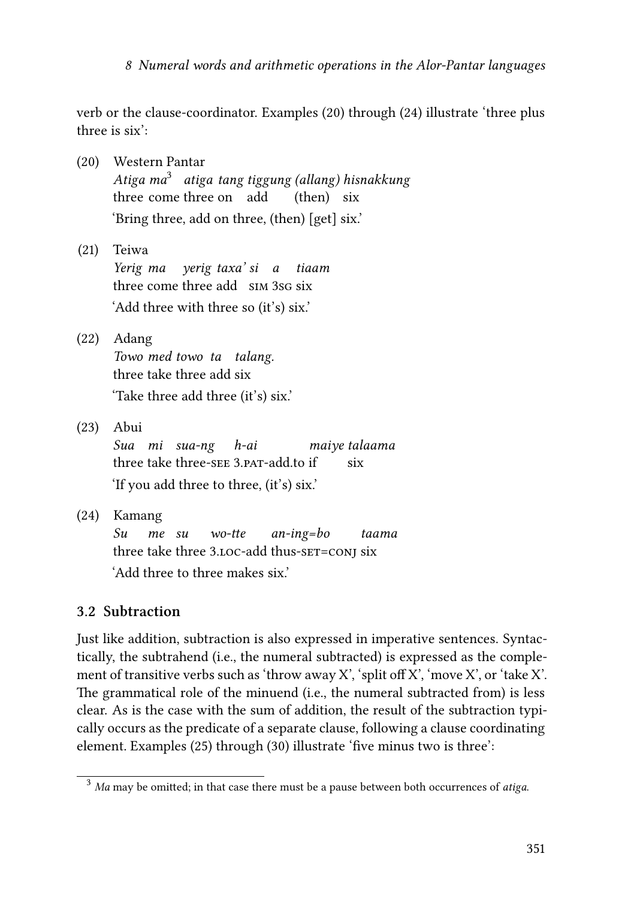verb or the clause-coordinator. Examples (20) through (24) illustrate 'three plus three is six':

(20) Western Pantar
*Atiga ma*[3] *atiga tang tiggung (allang) hisnakkung*
three come three on add (then) six
'Bring three, add on three, (then) [get] six.'

(21) Teiwa
*Yerig ma yerig taxa' si a tiaam*
three come three add SIM 3SG six
'Add three with three so (it's) six.'

(22) Adang
*Towo med towo ta talang.*
three take three add six
'Take three add three (it's) six.'

(23) Abui
*Sua mi sua-ng h-ai maiye talaama*
three take three-SEE 3.PAT-add.to if six
'If you add three to three, (it's) six.'

(24) Kamang
*Su me su wo-tte an-ing=bo taama*
three take three 3.LOC-add thus-SET=CONJ six
'Add three to three makes six.'

### 3.2 Subtraction

Just like addition, subtraction is also expressed in imperative sentences. Syntactically, the subtrahend (i.e., the numeral subtracted) is expressed as the complement of transitive verbs such as 'throw away X', 'split off X', 'move X', or 'take X'. The grammatical role of the minuend (i.e., the numeral subtracted from) is less clear. As is the case with the sum of addition, the result of the subtraction typically occurs as the predicate of a separate clause, following a clause coordinating element. Examples (25) through (30) illustrate 'five minus two is three':

[3] *Ma* may be omitted; in that case there must be a pause between both occurrences of *atiga*.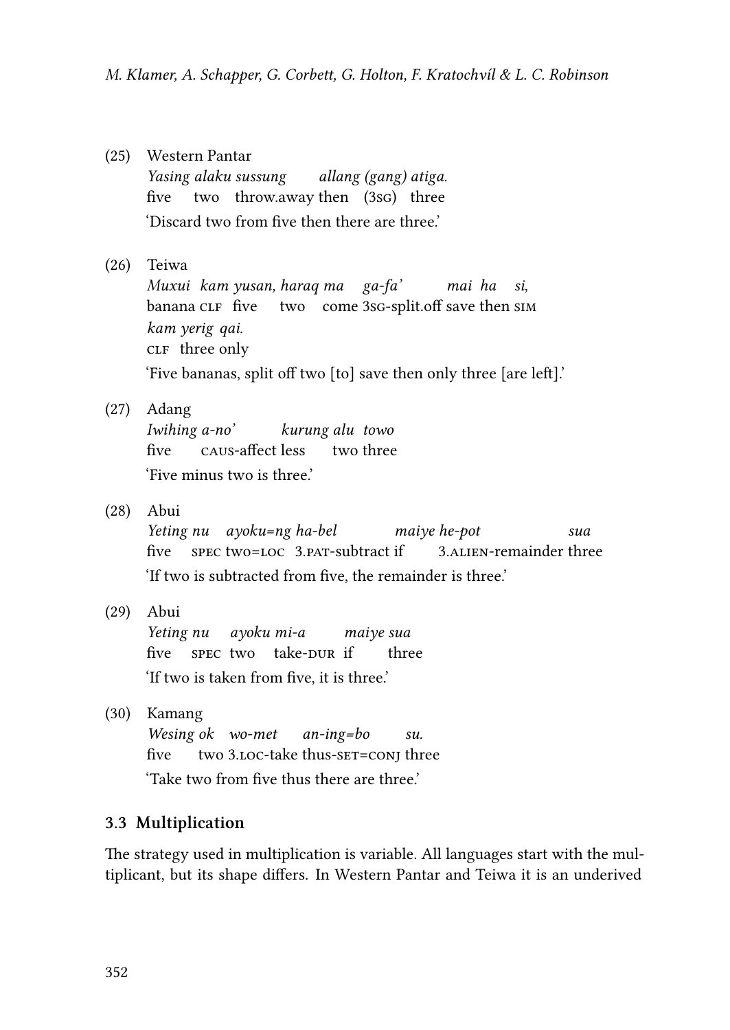(25) Western Pantar

*Yasing alaku sussung allang (gang) atiga.*
five two throw.away then (3SG) three
'Discard two from five then there are three.'

(26) Teiwa

*Muxui kam yusan, haraq ma ga-fa' mai ha si,*
banana CLF five two come 3SG-split.off save then SIM
*kam yerig qai.*
CLF three only
'Five bananas, split off two [to] save then only three [are left].'

(27) Adang

*Iwihing a-no' kurung alu towo*
five CAUS-affect less two three
'Five minus two is three.'

(28) Abui

*Yeting nu ayoku=ng ha-bel maiye he-pot sua*
five SPEC two=LOC 3.PAT-subtract if 3.ALIEN-remainder three
'If two is subtracted from five, the remainder is three.'

(29) Abui

*Yeting nu ayoku mi-a maiye sua*
five SPEC two take-DUR if three
'If two is taken from five, it is three.'

(30) Kamang

*Wesing ok wo-met an-ing=bo su.*
five two 3.LOC-take thus-SET=CONJ three
'Take two from five thus there are three.'

### 3.3 Multiplication

The strategy used in multiplication is variable. All languages start with the multiplicant, but its shape differs. In Western Pantar and Teiwa it is an underived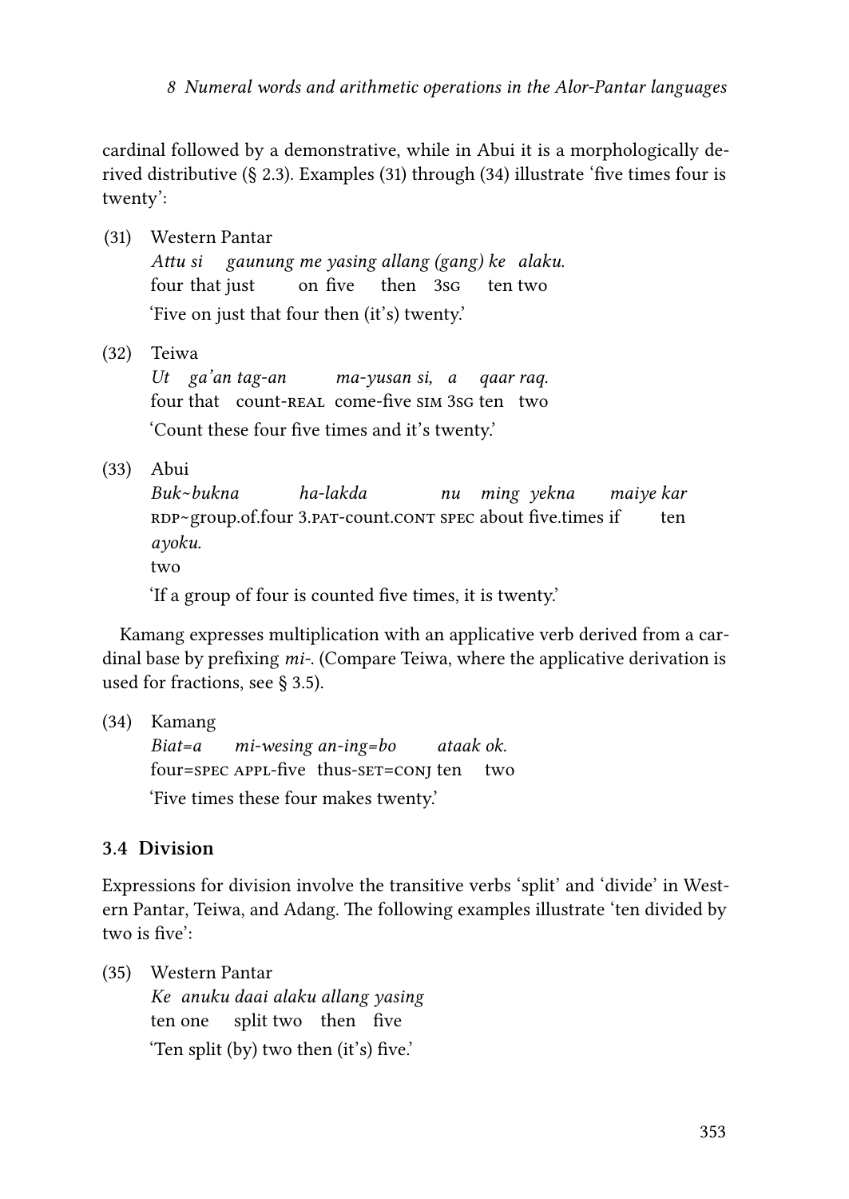cardinal followed by a demonstrative, while in Abui it is a morphologically derived distributive (§ 2.3). Examples (31) through (34) illustrate 'five times four is twenty':

(31) Western Pantar

*Attu si gaunung me yasing allang (gang) ke alaku.*
four that just on five then 3SG ten two

'Five on just that four then (it's) twenty.'

(32) Teiwa

*Ut ga'an tag-an ma-yusan si, a qaar raq.*
four that count-REAL come-five SIM 3SG ten two

'Count these four five times and it's twenty.'

(33) Abui

*Buk~bukna ha-lakda nu ming yekna maiye kar ayoku.*
RDP~group.of.four 3.PAT-count.CONT SPEC about five.times if ten two

'If a group of four is counted five times, it is twenty.'

Kamang expresses multiplication with an applicative verb derived from a cardinal base by prefixing *mi-*. (Compare Teiwa, where the applicative derivation is used for fractions, see § 3.5).

(34) Kamang

*Biat=a mi-wesing an-ing=bo ataak ok.*
four=SPEC APPL-five thus-SET=CONJ ten two

'Five times these four makes twenty.'

### 3.4 Division

Expressions for division involve the transitive verbs 'split' and 'divide' in Western Pantar, Teiwa, and Adang. The following examples illustrate 'ten divided by two is five':

(35) Western Pantar

*Ke anuku daai alaku allang yasing*
ten one split two then five

'Ten split (by) two then (it's) five.'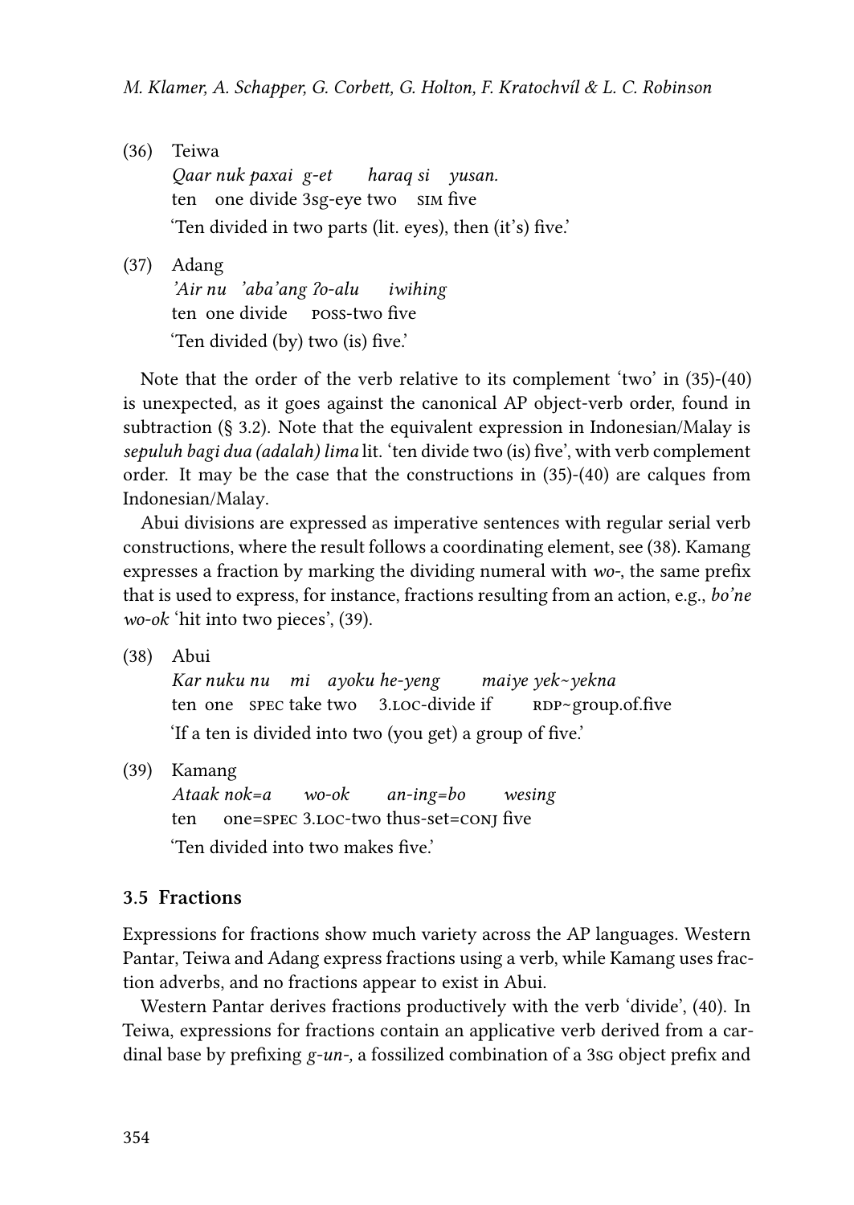(36) Teiwa
*Qaar nuk paxai g-et haraq si yusan.*
ten one divide 3sg-eye two SIM five
'Ten divided in two parts (lit. eyes), then (it's) five.'

(37) Adang
*'Air nu 'aba'ang ʔo-alu iwihing*
ten one divide POSS-two five
'Ten divided (by) two (is) five.'

Note that the order of the verb relative to its complement 'two' in (35)-(40) is unexpected, as it goes against the canonical AP object-verb order, found in subtraction (§ 3.2). Note that the equivalent expression in Indonesian/Malay is *sepuluh bagi dua (adalah) lima* lit. 'ten divide two (is) five', with verb complement order. It may be the case that the constructions in (35)-(40) are calques from Indonesian/Malay.

Abui divisions are expressed as imperative sentences with regular serial verb constructions, where the result follows a coordinating element, see (38). Kamang expresses a fraction by marking the dividing numeral with *wo-*, the same prefix that is used to express, for instance, fractions resulting from an action, e.g., *bo'ne wo-ok* 'hit into two pieces', (39).

(38) Abui
*Kar nuku nu mi ayoku he-yeng maiye yek~yekna*
ten one SPEC take two 3.LOC-divide if RDP~group.of.five
'If a ten is divided into two (you get) a group of five.'

(39) Kamang
*Ataak nok=a wo-ok an-ing=bo wesing*
ten one=SPEC 3.LOC-two thus-set=CONJ five
'Ten divided into two makes five.'

### 3.5 Fractions

Expressions for fractions show much variety across the AP languages. Western Pantar, Teiwa and Adang express fractions using a verb, while Kamang uses fraction adverbs, and no fractions appear to exist in Abui.

Western Pantar derives fractions productively with the verb 'divide', (40). In Teiwa, expressions for fractions contain an applicative verb derived from a cardinal base by prefixing *g-un-,* a fossilized combination of a 3SG object prefix and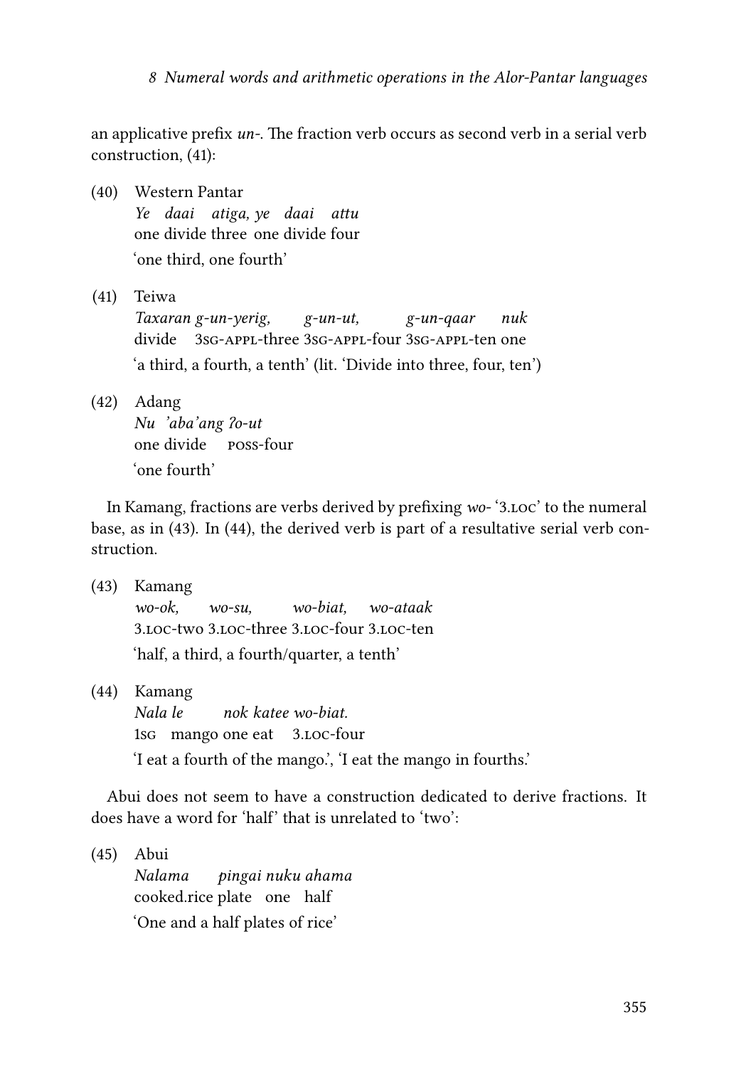an applicative prefix *un-*. The fraction verb occurs as second verb in a serial verb construction, (41):

(40) Western Pantar
*Ye daai atiga, ye daai attu*
one divide three one divide four
'one third, one fourth'

(41) Teiwa
*Taxaran g-un-yerig, g-un-ut, g-un-qaar nuk*
divide 3SG-APPL-three 3SG-APPL-four 3SG-APPL-ten one
'a third, a fourth, a tenth' (lit. 'Divide into three, four, ten')

(42) Adang
*Nu 'aba'ang ʔo-ut*
one divide POSS-four
'one fourth'

In Kamang, fractions are verbs derived by prefixing *wo-* '3.LOC' to the numeral base, as in (43). In (44), the derived verb is part of a resultative serial verb construction.

(43) Kamang
*wo-ok, wo-su, wo-biat, wo-ataak*
3.LOC-two 3.LOC-three 3.LOC-four 3.LOC-ten
'half, a third, a fourth/quarter, a tenth'

(44) Kamang
*Nala le nok katee wo-biat.*
1SG mango one eat 3.LOC-four
'I eat a fourth of the mango.', 'I eat the mango in fourths.'

Abui does not seem to have a construction dedicated to derive fractions. It does have a word for 'half' that is unrelated to 'two':

(45) Abui
*Nalama pingai nuku ahama*
cooked.rice plate one half
'One and a half plates of rice'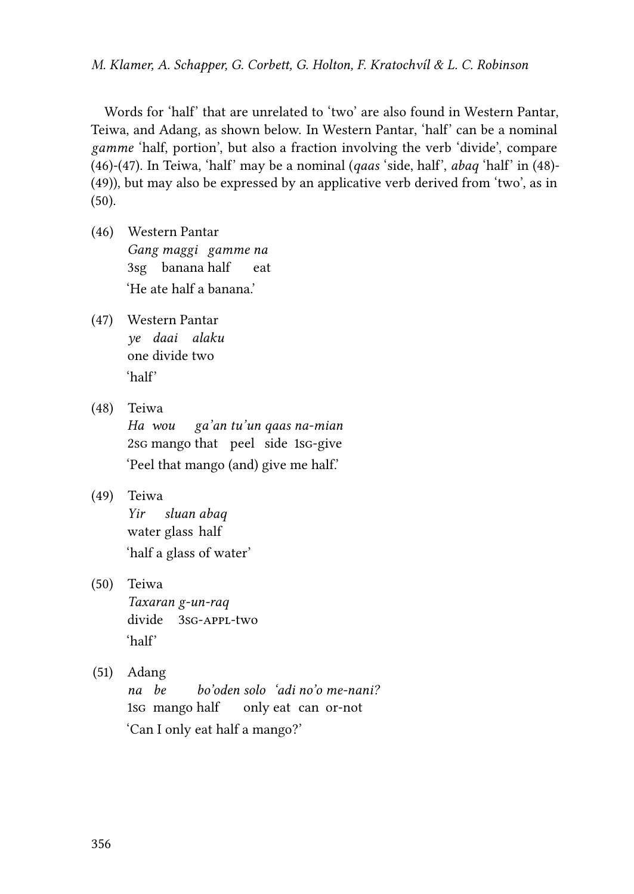Words for 'half' that are unrelated to 'two' are also found in Western Pantar, Teiwa, and Adang, as shown below. In Western Pantar, 'half' can be a nominal *gamme* 'half, portion', but also a fraction involving the verb 'divide', compare (46)-(47). In Teiwa, 'half' may be a nominal (*qaas* 'side, half', *abaq* 'half' in (48)-(49)), but may also be expressed by an applicative verb derived from 'two', as in (50).

(46) Western Pantar
*Gang maggi gamme na*
3sg banana half eat
'He ate half a banana.'

(47) Western Pantar
*ye daai alaku*
one divide two
'half'

(48) Teiwa
*Ha wou ga'an tu'un qaas na-mian*
2SG mango that peel side 1SG-give
'Peel that mango (and) give me half.'

(49) Teiwa
*Yir sluan abaq*
water glass half
'half a glass of water'

(50) Teiwa
*Taxaran g-un-raq*
divide 3SG-APPL-two
'half'

(51) Adang
*na be bo'oden solo 'adi no'o me-nani?*
1SG mango half only eat can or-not
'Can I only eat half a mango?'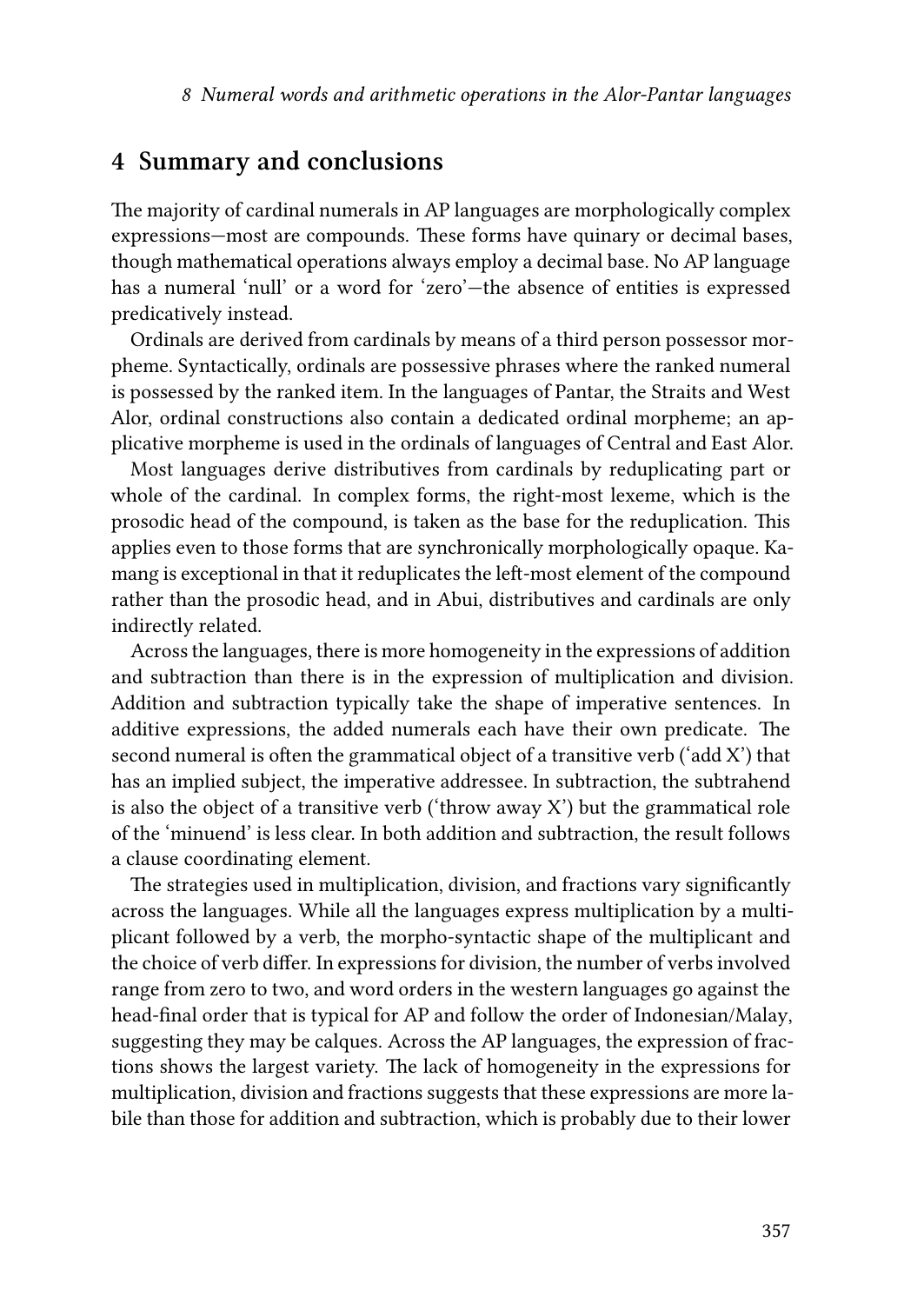## 4 Summary and conclusions

The majority of cardinal numerals in AP languages are morphologically complex expressions—most are compounds. These forms have quinary or decimal bases, though mathematical operations always employ a decimal base. No AP language has a numeral 'null' or a word for 'zero'—the absence of entities is expressed predicatively instead.

Ordinals are derived from cardinals by means of a third person possessor morpheme. Syntactically, ordinals are possessive phrases where the ranked numeral is possessed by the ranked item. In the languages of Pantar, the Straits and West Alor, ordinal constructions also contain a dedicated ordinal morpheme; an applicative morpheme is used in the ordinals of languages of Central and East Alor.

Most languages derive distributives from cardinals by reduplicating part or whole of the cardinal. In complex forms, the right-most lexeme, which is the prosodic head of the compound, is taken as the base for the reduplication. This applies even to those forms that are synchronically morphologically opaque. Kamang is exceptional in that it reduplicates the left-most element of the compound rather than the prosodic head, and in Abui, distributives and cardinals are only indirectly related.

Across the languages, there is more homogeneity in the expressions of addition and subtraction than there is in the expression of multiplication and division. Addition and subtraction typically take the shape of imperative sentences. In additive expressions, the added numerals each have their own predicate. The second numeral is often the grammatical object of a transitive verb ('add X') that has an implied subject, the imperative addressee. In subtraction, the subtrahend is also the object of a transitive verb ('throw away X') but the grammatical role of the 'minuend' is less clear. In both addition and subtraction, the result follows a clause coordinating element.

The strategies used in multiplication, division, and fractions vary significantly across the languages. While all the languages express multiplication by a multiplicant followed by a verb, the morpho-syntactic shape of the multiplicant and the choice of verb differ. In expressions for division, the number of verbs involved range from zero to two, and word orders in the western languages go against the head-final order that is typical for AP and follow the order of Indonesian/Malay, suggesting they may be calques. Across the AP languages, the expression of fractions shows the largest variety. The lack of homogeneity in the expressions for multiplication, division and fractions suggests that these expressions are more labile than those for addition and subtraction, which is probably due to their lower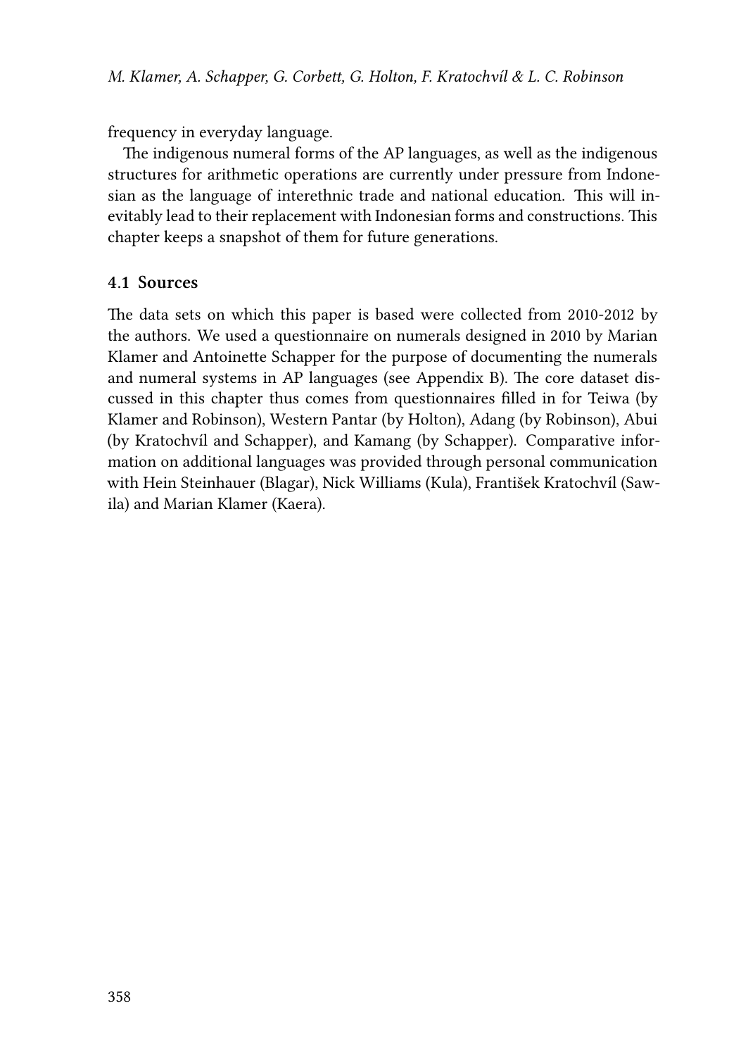frequency in everyday language.

The indigenous numeral forms of the AP languages, as well as the indigenous structures for arithmetic operations are currently under pressure from Indonesian as the language of interethnic trade and national education. This will inevitably lead to their replacement with Indonesian forms and constructions. This chapter keeps a snapshot of them for future generations.

### 4.1 Sources

The data sets on which this paper is based were collected from 2010-2012 by the authors. We used a questionnaire on numerals designed in 2010 by Marian Klamer and Antoinette Schapper for the purpose of documenting the numerals and numeral systems in AP languages (see Appendix B). The core dataset discussed in this chapter thus comes from questionnaires filled in for Teiwa (by Klamer and Robinson), Western Pantar (by Holton), Adang (by Robinson), Abui (by Kratochvíl and Schapper), and Kamang (by Schapper). Comparative information on additional languages was provided through personal communication with Hein Steinhauer (Blagar), Nick Williams (Kula), František Kratochvíl (Sawila) and Marian Klamer (Kaera).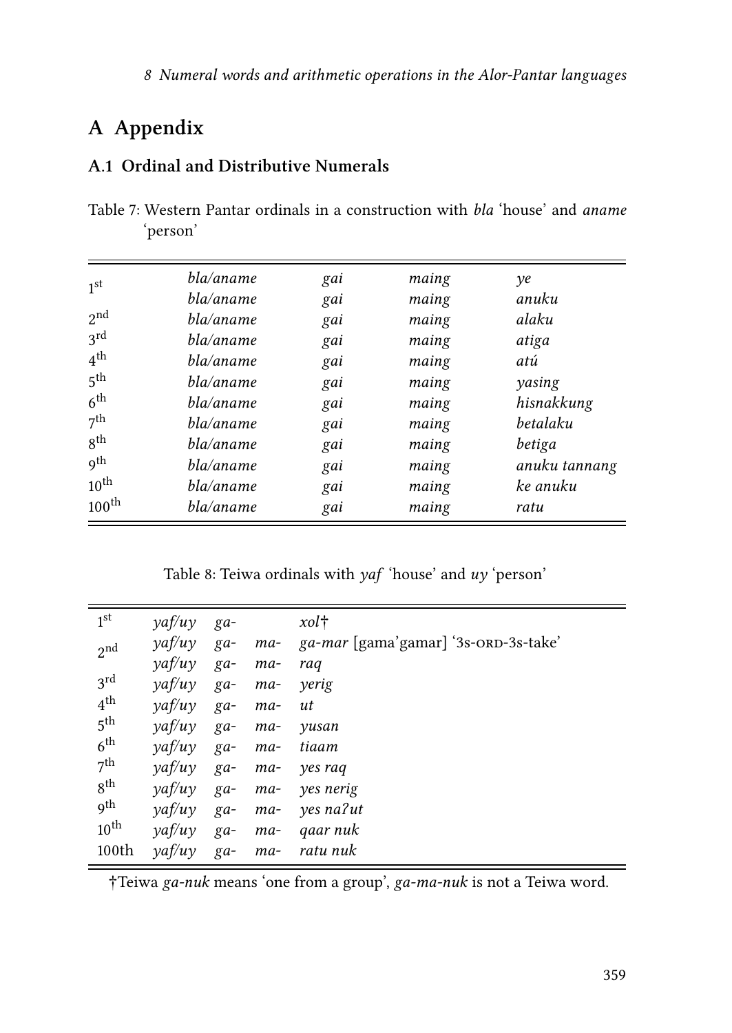# A Appendix

## A.1 Ordinal and Distributive Numerals

Table 7: Western Pantar ordinals in a construction with *bla* 'house' and *aname* 'person'

| | | | | |
|---|---|---|---|---|
| 1st | *bla/aname* | *gai* | *maing* | *ye* |
| | *bla/aname* | *gai* | *maing* | *anuku* |
| 2nd | *bla/aname* | *gai* | *maing* | *alaku* |
| 3rd | *bla/aname* | *gai* | *maing* | *atiga* |
| 4th | *bla/aname* | *gai* | *maing* | *atú* |
| 5th | *bla/aname* | *gai* | *maing* | *yasing* |
| 6th | *bla/aname* | *gai* | *maing* | *hisnakkung* |
| 7th | *bla/aname* | *gai* | *maing* | *betalaku* |
| 8th | *bla/aname* | *gai* | *maing* | *betiga* |
| 9th | *bla/aname* | *gai* | *maing* | *anuku tannang* |
| 10th | *bla/aname* | *gai* | *maing* | *ke anuku* |
| 100th | *bla/aname* | *gai* | *maing* | *ratu* |

Table 8: Teiwa ordinals with *yaf* 'house' and *uy* 'person'

| | | | | |
|---|---|---|---|---|
| 1st | *yaf/uy* | *ga-* | | *xol*† |
| 2nd | *yaf/uy* | *ga-* | *ma-* | *ga-mar* [gama'gamar] '3s-ORD-3s-take' |
| | *yaf/uy* | *ga-* | *ma-* | *raq* |
| 3rd | *yaf/uy* | *ga-* | *ma-* | *yerig* |
| 4th | *yaf/uy* | *ga-* | *ma-* | *ut* |
| 5th | *yaf/uy* | *ga-* | *ma-* | *yusan* |
| 6th | *yaf/uy* | *ga-* | *ma-* | *tiaam* |
| 7th | *yaf/uy* | *ga-* | *ma-* | *yes raq* |
| 8th | *yaf/uy* | *ga-* | *ma-* | *yes nerig* |
| 9th | *yaf/uy* | *ga-* | *ma-* | *yes naʔut* |
| 10th | *yaf/uy* | *ga-* | *ma-* | *qaar nuk* |
| 100th | *yaf/uy* | *ga-* | *ma-* | *ratu nuk* |

†Teiwa *ga-nuk* means 'one from a group', *ga-ma-nuk* is not a Teiwa word.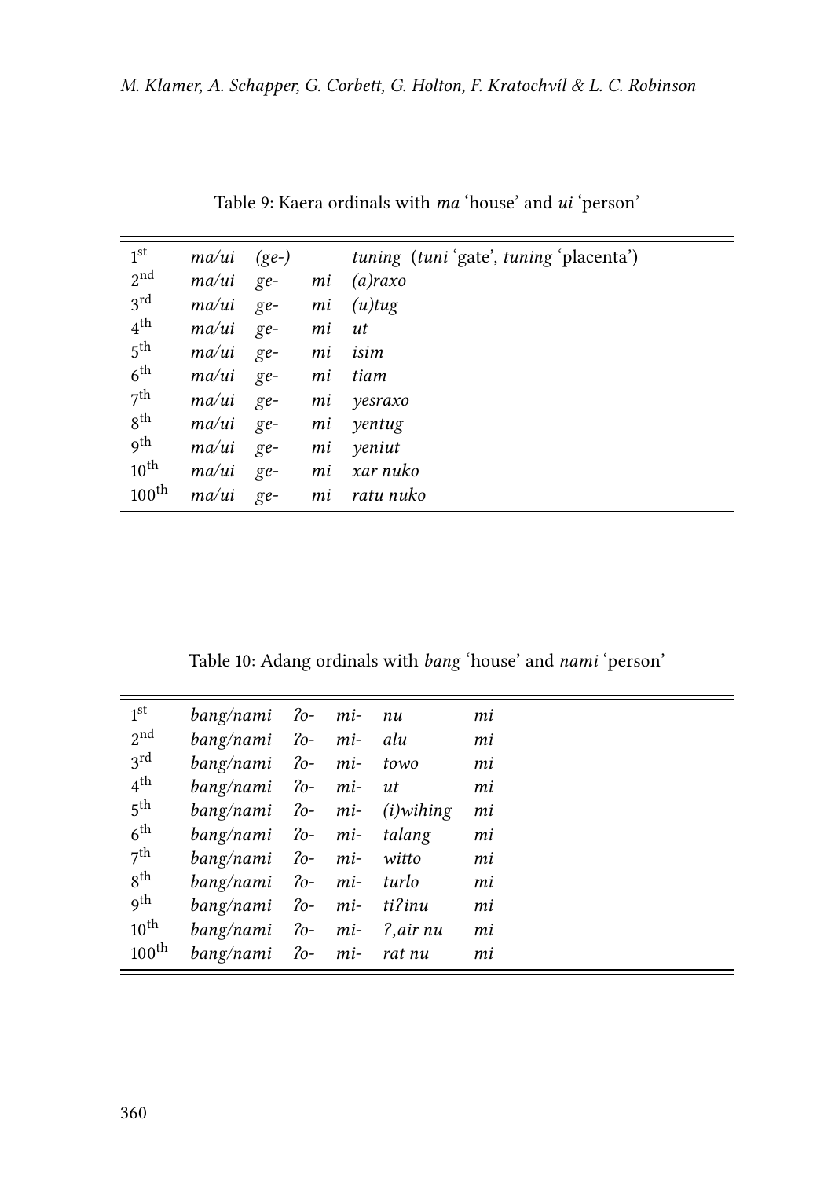Table 9: Kaera ordinals with *ma* 'house' and *ui* 'person'

| | | | | |
|---|---|---|---|---|
| 1st | *ma/ui* | *(ge-)* | | *tuning* (*tuni* 'gate', *tuning* 'placenta') |
| 2nd | *ma/ui* | *ge-* | *mi* | *(a)raxo* |
| 3rd | *ma/ui* | *ge-* | *mi* | *(u)tug* |
| 4th | *ma/ui* | *ge-* | *mi* | *ut* |
| 5th | *ma/ui* | *ge-* | *mi* | *isim* |
| 6th | *ma/ui* | *ge-* | *mi* | *tiam* |
| 7th | *ma/ui* | *ge-* | *mi* | *yesraxo* |
| 8th | *ma/ui* | *ge-* | *mi* | *yentug* |
| 9th | *ma/ui* | *ge-* | *mi* | *yeniut* |
| 10th | *ma/ui* | *ge-* | *mi* | *xar nuko* |
| 100th | *ma/ui* | *ge-* | *mi* | *ratu nuko* |

Table 10: Adang ordinals with *bang* 'house' and *nami* 'person'

| | | | | | |
|---|---|---|---|---|---|
| 1st | *bang/nami* | *ʔo-* | *mi-* | *nu* | *mi* |
| 2nd | *bang/nami* | *ʔo-* | *mi-* | *alu* | *mi* |
| 3rd | *bang/nami* | *ʔo-* | *mi-* | *towo* | *mi* |
| 4th | *bang/nami* | *ʔo-* | *mi-* | *ut* | *mi* |
| 5th | *bang/nami* | *ʔo-* | *mi-* | *(i)wihing* | *mi* |
| 6th | *bang/nami* | *ʔo-* | *mi-* | *talang* | *mi* |
| 7th | *bang/nami* | *ʔo-* | *mi-* | *witto* | *mi* |
| 8th | *bang/nami* | *ʔo-* | *mi-* | *turlo* | *mi* |
| 9th | *bang/nami* | *ʔo-* | *mi-* | *tiʔinu* | *mi* |
| 10th | *bang/nami* | *ʔo-* | *mi-* | *ʔ,air nu* | *mi* |
| 100th | *bang/nami* | *ʔo-* | *mi-* | *rat nu* | *mi* |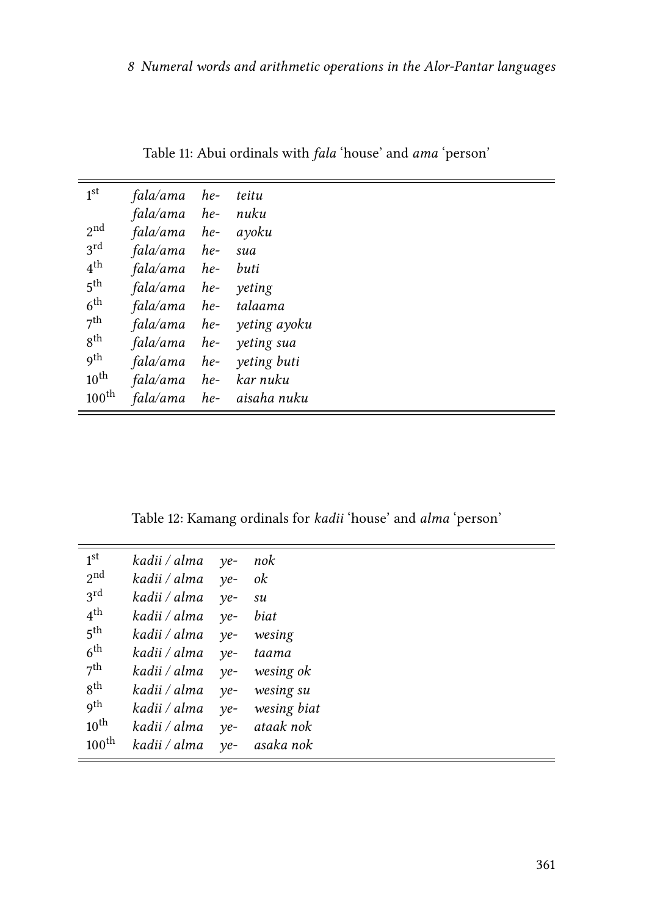Table 11: Abui ordinals with *fala* 'house' and *ama* 'person'

| | | | |
|---|---|---|---|
| 1st | *fala/ama* | *he-* | *teitu* |
| | *fala/ama* | *he-* | *nuku* |
| 2nd | *fala/ama* | *he-* | *ayoku* |
| 3rd | *fala/ama* | *he-* | *sua* |
| 4th | *fala/ama* | *he-* | *buti* |
| 5th | *fala/ama* | *he-* | *yeting* |
| 6th | *fala/ama* | *he-* | *talaama* |
| 7th | *fala/ama* | *he-* | *yeting ayoku* |
| 8th | *fala/ama* | *he-* | *yeting sua* |
| 9th | *fala/ama* | *he-* | *yeting buti* |
| 10th | *fala/ama* | *he-* | *kar nuku* |
| 100th | *fala/ama* | *he-* | *aisaha nuku* |

Table 12: Kamang ordinals for *kadii* 'house' and *alma* 'person'

| | | | |
|---|---|---|---|
| 1st | *kadii / alma* | *ye-* | *nok* |
| 2nd | *kadii / alma* | *ye-* | *ok* |
| 3rd | *kadii / alma* | *ye-* | *su* |
| 4th | *kadii / alma* | *ye-* | *biat* |
| 5th | *kadii / alma* | *ye-* | *wesing* |
| 6th | *kadii / alma* | *ye-* | *taama* |
| 7th | *kadii / alma* | *ye-* | *wesing ok* |
| 8th | *kadii / alma* | *ye-* | *wesing su* |
| 9th | *kadii / alma* | *ye-* | *wesing biat* |
| 10th | *kadii / alma* | *ye-* | *ataak nok* |
| 100th | *kadii / alma* | *ye-* | *asaka nok* |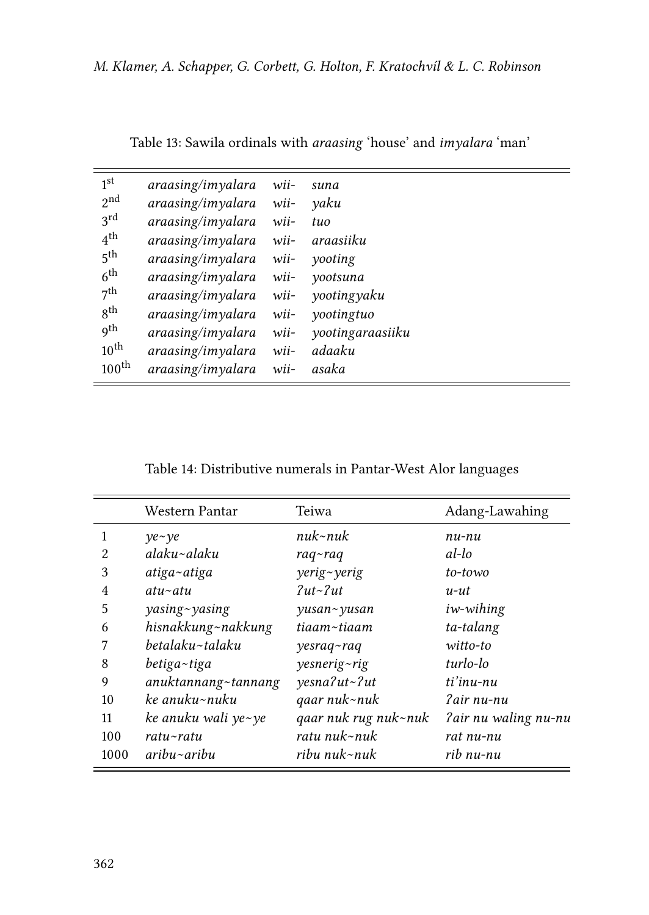Table 13: Sawila ordinals with *araasing* 'house' and *imyalara* 'man'

| | | | |
|---|---|---|---|
| 1st | *araasing/imyalara* | *wii-* | *suna* |
| 2nd | *araasing/imyalara* | *wii-* | *yaku* |
| 3rd | *araasing/imyalara* | *wii-* | *tuo* |
| 4th | *araasing/imyalara* | *wii-* | *araasiiku* |
| 5th | *araasing/imyalara* | *wii-* | *yooting* |
| 6th | *araasing/imyalara* | *wii-* | *yootsuna* |
| 7th | *araasing/imyalara* | *wii-* | *yootingyaku* |
| 8th | *araasing/imyalara* | *wii-* | *yootingtuo* |
| 9th | *araasing/imyalara* | *wii-* | *yootingaraasiiku* |
| 10th | *araasing/imyalara* | *wii-* | *adaaku* |
| 100th | *araasing/imyalara* | *wii-* | *asaka* |

Table 14: Distributive numerals in Pantar-West Alor languages

| | Western Pantar | Teiwa | Adang-Lawahing |
|---|---|---|---|
| 1 | *ye~ye* | *nuk~nuk* | *nu-nu* |
| 2 | *alaku~alaku* | *raq~raq* | *al-lo* |
| 3 | *atiga~atiga* | *yerig~yerig* | *to-towo* |
| 4 | *atu~atu* | *ʔut~ʔut* | *u-ut* |
| 5 | *yasing~yasing* | *yusan~yusan* | *iw-wihing* |
| 6 | *hisnakkung~nakkung* | *tiaam~tiaam* | *ta-talang* |
| 7 | *betalaku~talaku* | *yesraq~raq* | *witto-to* |
| 8 | *betiga~tiga* | *yesnerig~rig* | *turlo-lo* |
| 9 | *anuktannang~tannang* | *yesnaʔut~ʔut* | *ti'inu-nu* |
| 10 | *ke anuku~nuku* | *qaar nuk~nuk* | *ʔair nu-nu* |
| 11 | *ke anuku wali ye~ye* | *qaar nuk rug nuk~nuk* | *ʔair nu waling nu-nu* |
| 100 | *ratu~ratu* | *ratu nuk~nuk* | *rat nu-nu* |
| 1000 | *aribu~aribu* | *ribu nuk~nuk* | *rib nu-nu* |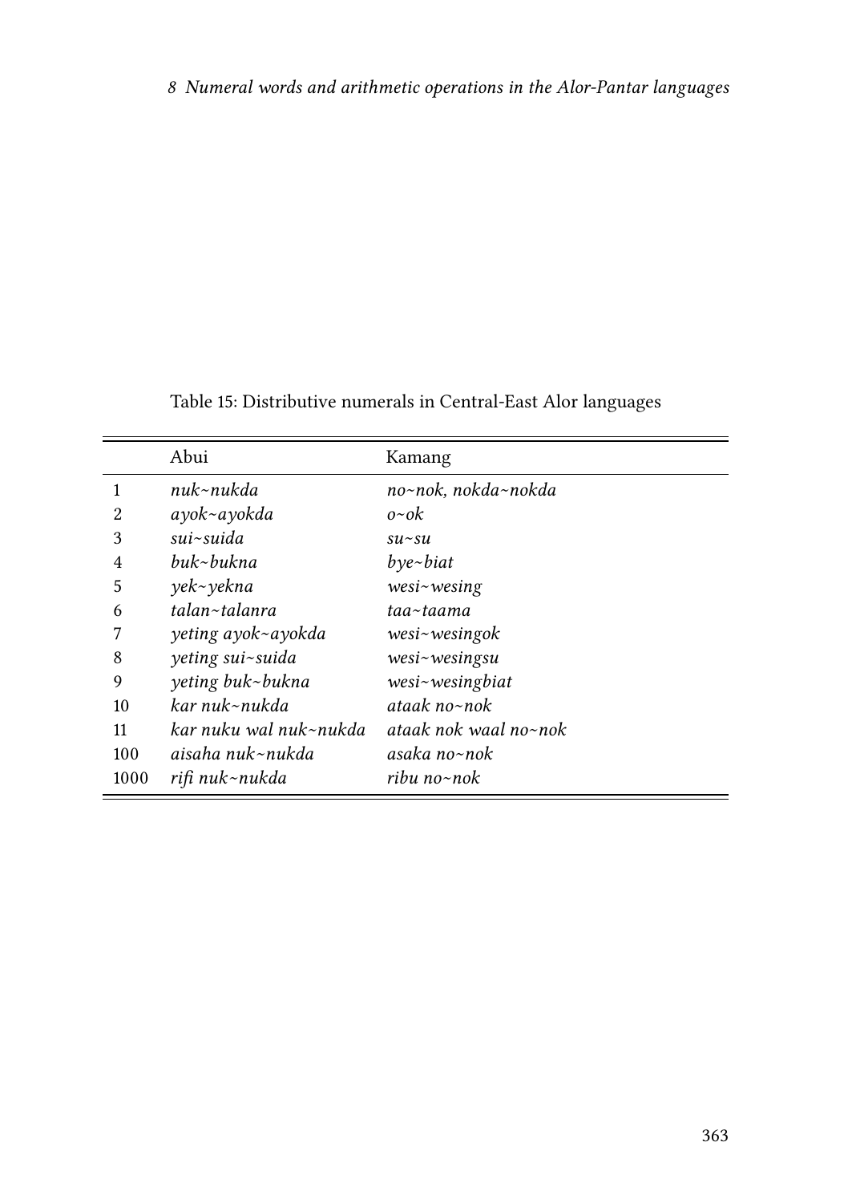Table 15: Distributive numerals in Central-East Alor languages

| | Abui | Kamang |
|---|---|---|
| 1 | *nuk~nukda* | *no~nok, nokda~nokda* |
| 2 | *ayok~ayokda* | *o~ok* |
| 3 | *sui~suida* | *su~su* |
| 4 | *buk~bukna* | *bye~biat* |
| 5 | *yek~yekna* | *wesi~wesing* |
| 6 | *talan~talanra* | *taa~taama* |
| 7 | *yeting ayok~ayokda* | *wesi~wesingok* |
| 8 | *yeting sui~suida* | *wesi~wesingsu* |
| 9 | *yeting buk~bukna* | *wesi~wesingbiat* |
| 10 | *kar nuk~nukda* | *ataak no~nok* |
| 11 | *kar nuku wal nuk~nukda* | *ataak nok waal no~nok* |
| 100 | *aisaha nuk~nukda* | *asaka no~nok* |
| 1000 | *rifi nuk~nukda* | *ribu no~nok* |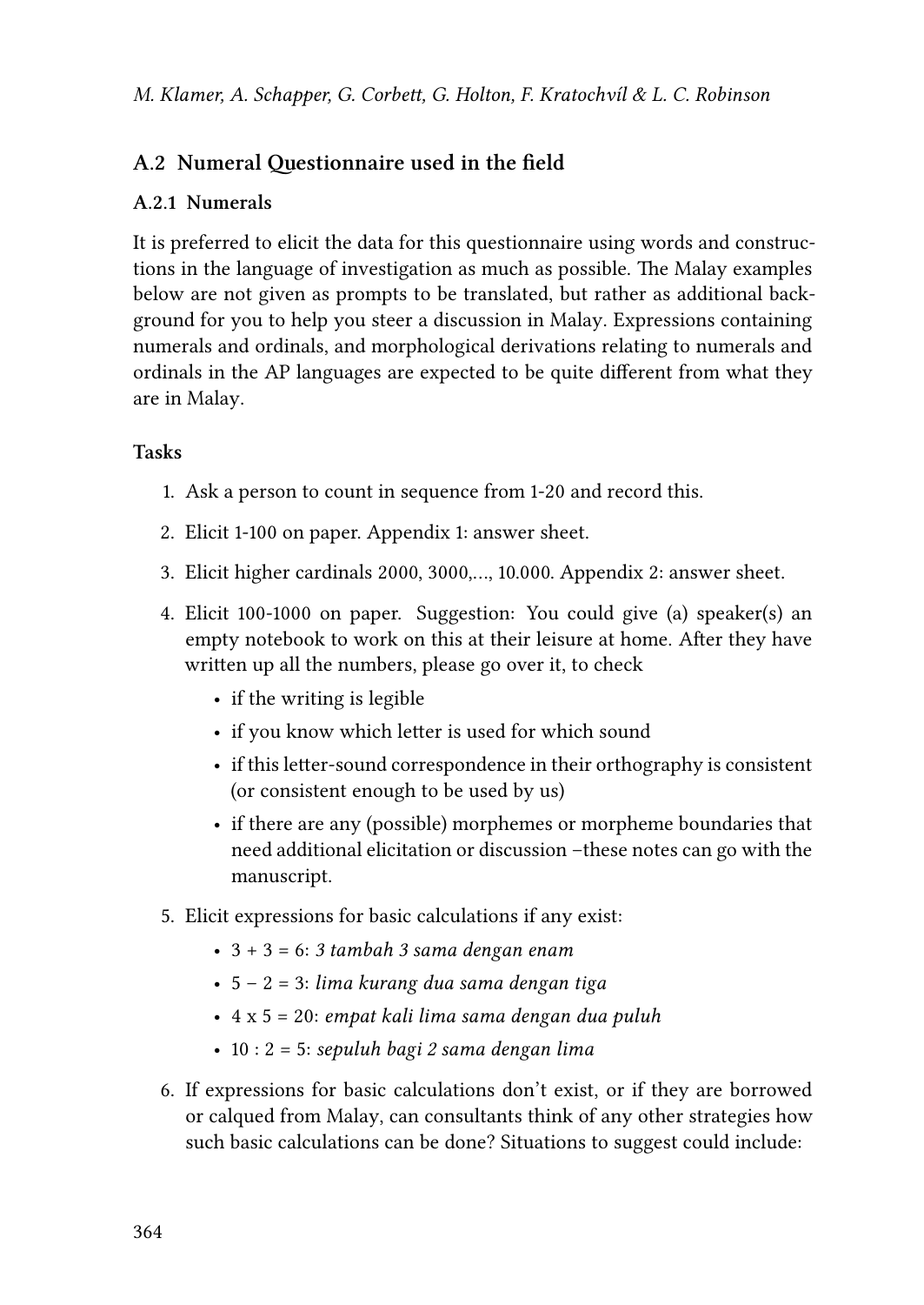## A.2 Numeral Questionnaire used in the field

### A.2.1 Numerals

It is preferred to elicit the data for this questionnaire using words and constructions in the language of investigation as much as possible. The Malay examples below are not given as prompts to be translated, but rather as additional background for you to help you steer a discussion in Malay. Expressions containing numerals and ordinals, and morphological derivations relating to numerals and ordinals in the AP languages are expected to be quite different from what they are in Malay.

#### Tasks

1. Ask a person to count in sequence from 1-20 and record this.
2. Elicit 1-100 on paper. Appendix 1: answer sheet.
3. Elicit higher cardinals 2000, 3000,…, 10.000. Appendix 2: answer sheet.
4. Elicit 100-1000 on paper. Suggestion: You could give (a) speaker(s) an empty notebook to work on this at their leisure at home. After they have written up all the numbers, please go over it, to check
   - if the writing is legible
   - if you know which letter is used for which sound
   - if this letter-sound correspondence in their orthography is consistent (or consistent enough to be used by us)
   - if there are any (possible) morphemes or morpheme boundaries that need additional elicitation or discussion –these notes can go with the manuscript.
5. Elicit expressions for basic calculations if any exist:
   - 3 + 3 = 6: *3 tambah 3 sama dengan enam*
   - 5 − 2 = 3: *lima kurang dua sama dengan tiga*
   - 4 x 5 = 20: *empat kali lima sama dengan dua puluh*
   - 10 : 2 = 5: *sepuluh bagi 2 sama dengan lima*
6. If expressions for basic calculations don't exist, or if they are borrowed or calqued from Malay, can consultants think of any other strategies how such basic calculations can be done? Situations to suggest could include: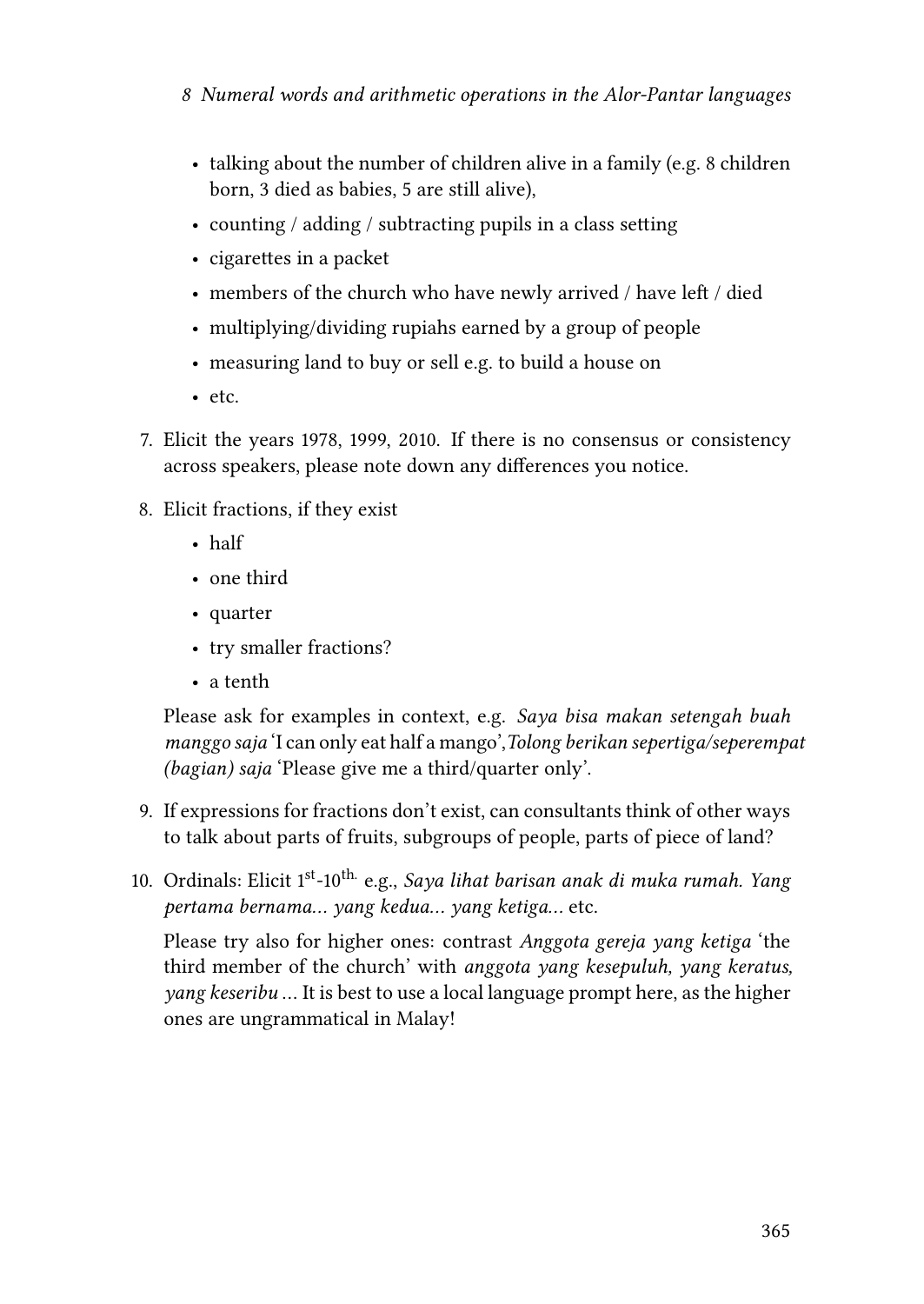- talking about the number of children alive in a family (e.g. 8 children born, 3 died as babies, 5 are still alive),
- counting / adding / subtracting pupils in a class setting
- cigarettes in a packet
- members of the church who have newly arrived / have left / died
- multiplying/dividing rupiahs earned by a group of people
- measuring land to buy or sell e.g. to build a house on
- etc.

7. Elicit the years 1978, 1999, 2010. If there is no consensus or consistency across speakers, please note down any differences you notice.
8. Elicit fractions, if they exist
   - half
   - one third
   - quarter
   - try smaller fractions?
   - a tenth

   Please ask for examples in context, e.g. *Saya bisa makan setengah buah manggo saja* 'I can only eat half a mango', *Tolong berikan sepertiga/seperempat (bagian) saja* 'Please give me a third/quarter only'.
9. If expressions for fractions don't exist, can consultants think of other ways to talk about parts of fruits, subgroups of people, parts of piece of land?
10. Ordinals: Elicit 1st-10th. e.g., *Saya lihat barisan anak di muka rumah. Yang pertama bernama... yang kedua... yang ketiga...* etc.

    Please try also for higher ones: contrast *Anggota gereja yang ketiga* 'the third member of the church' with *anggota yang kesepuluh, yang keratus, yang keseribu* ... It is best to use a local language prompt here, as the higher ones are ungrammatical in Malay!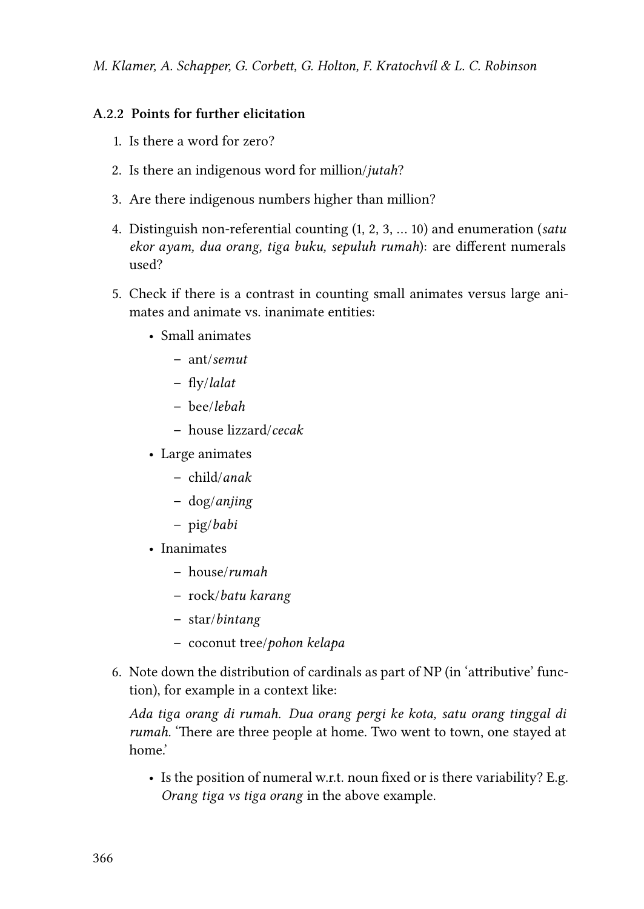### A.2.2 Points for further elicitation

1. Is there a word for zero?
2. Is there an indigenous word for million/*jutah*?
3. Are there indigenous numbers higher than million?
4. Distinguish non-referential counting (1, 2, 3, … 10) and enumeration (*satu ekor ayam, dua orang, tiga buku, sepuluh rumah*): are different numerals used?
5. Check if there is a contrast in counting small animates versus large animates and animate vs. inanimate entities:
   - Small animates
     - ant/*semut*
     - fly/*lalat*
     - bee/*lebah*
     - house lizzard/*cecak*
   - Large animates
     - child/*anak*
     - dog/*anjing*
     - pig/*babi*
   - Inanimates
     - house/*rumah*
     - rock/*batu karang*
     - star/*bintang*
     - coconut tree/*pohon kelapa*
6. Note down the distribution of cardinals as part of NP (in 'attributive' function), for example in a context like:

   *Ada tiga orang di rumah. Dua orang pergi ke kota, satu orang tinggal di rumah.* 'There are three people at home. Two went to town, one stayed at home.'

   - Is the position of numeral w.r.t. noun fixed or is there variability? E.g. *Orang tiga vs tiga orang* in the above example.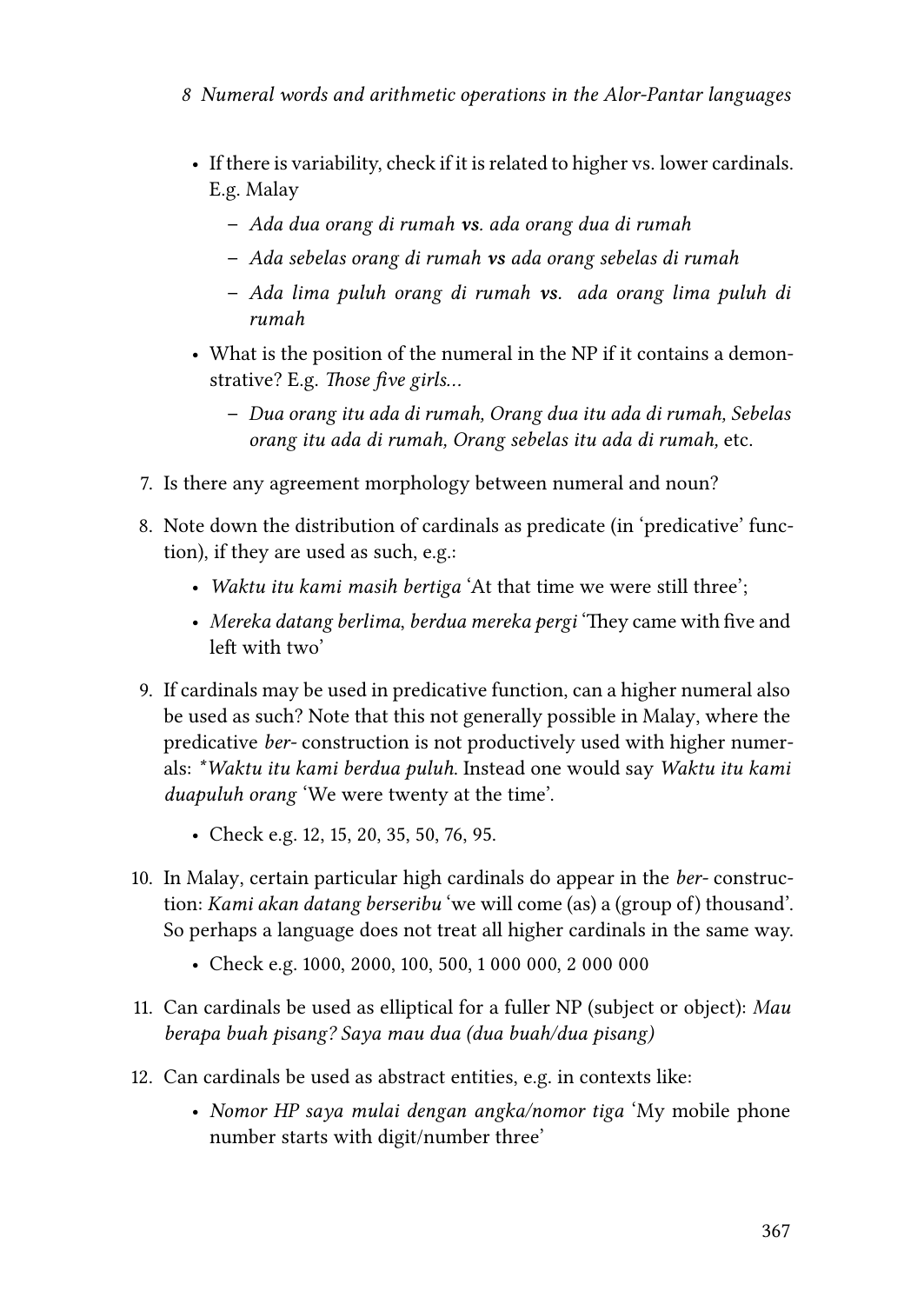- If there is variability, check if it is related to higher vs. lower cardinals. E.g. Malay
  - *Ada dua orang di rumah **vs**. ada orang dua di rumah*
  - *Ada sebelas orang di rumah **vs** ada orang sebelas di rumah*
  - *Ada lima puluh orang di rumah **vs**. ada orang lima puluh di rumah*
- What is the position of the numeral in the NP if it contains a demonstrative? E.g. *Those five girls…*
  - *Dua orang itu ada di rumah, Orang dua itu ada di rumah, Sebelas orang itu ada di rumah, Orang sebelas itu ada di rumah,* etc.

7. Is there any agreement morphology between numeral and noun?

8. Note down the distribution of cardinals as predicate (in 'predicative' function), if they are used as such, e.g.:
   - *Waktu itu kami masih bertiga* 'At that time we were still three';
   - *Mereka datang berlima, berdua mereka pergi* 'They came with five and left with two'

9. If cardinals may be used in predicative function, can a higher numeral also be used as such? Note that this not generally possible in Malay, where the predicative *ber-* construction is not productively used with higher numerals: \**Waktu itu kami berdua puluh*. Instead one would say *Waktu itu kami duapuluh orang* 'We were twenty at the time'.
   - Check e.g. 12, 15, 20, 35, 50, 76, 95.

10. In Malay, certain particular high cardinals do appear in the *ber-* construction: *Kami akan datang berseribu* 'we will come (as) a (group of) thousand'. So perhaps a language does not treat all higher cardinals in the same way.
    - Check e.g. 1000, 2000, 100, 500, 1 000 000, 2 000 000

11. Can cardinals be used as elliptical for a fuller NP (subject or object): *Mau berapa buah pisang? Saya mau dua (dua buah/dua pisang)*

12. Can cardinals be used as abstract entities, e.g. in contexts like:
    - *Nomor HP saya mulai dengan angka/nomor tiga* 'My mobile phone number starts with digit/number three'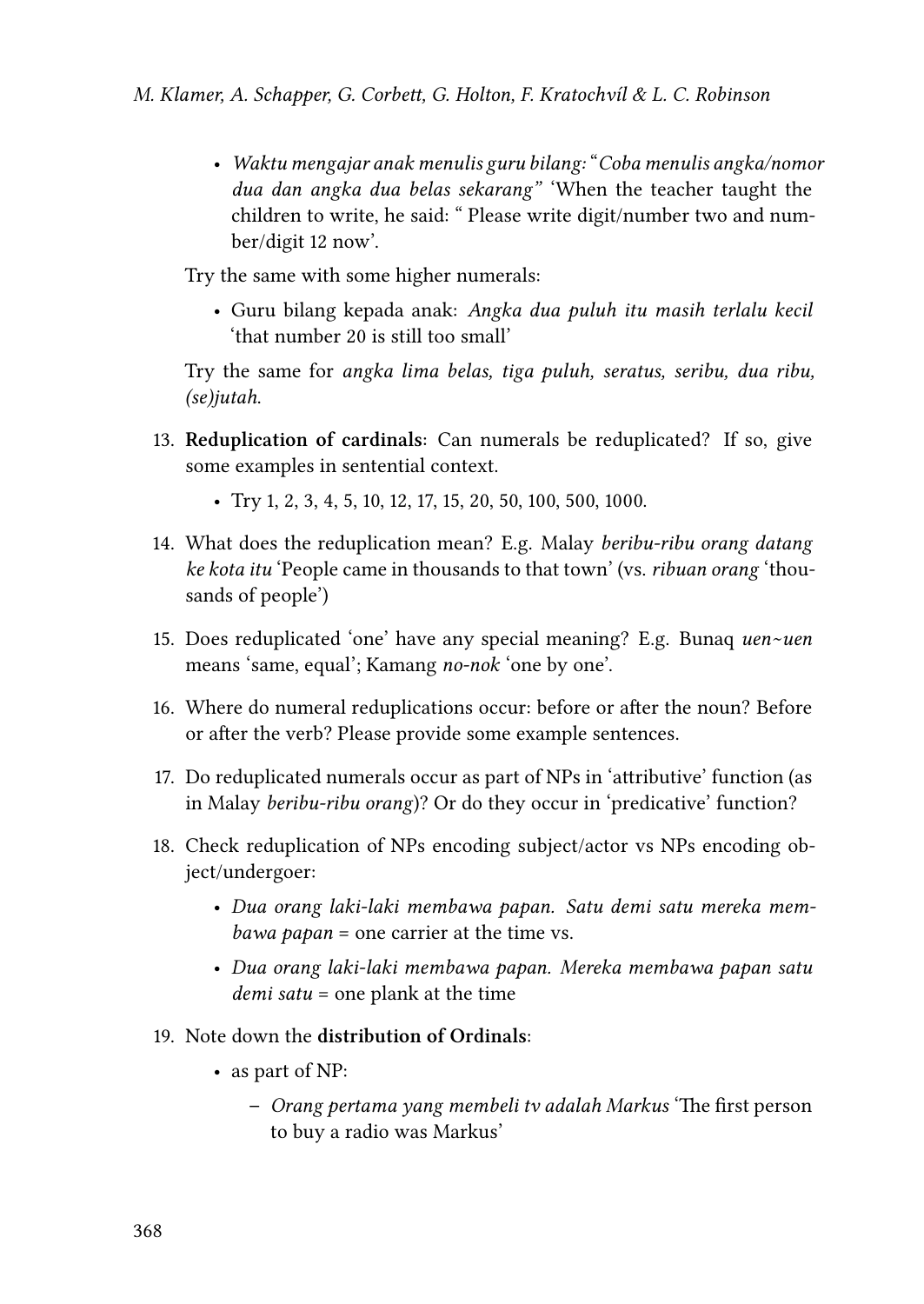- *Waktu mengajar anak menulis guru bilang: "Coba menulis angka/nomor dua dan angka dua belas sekarang"* 'When the teacher taught the children to write, he said: " Please write digit/number two and number/digit 12 now'.

Try the same with some higher numerals:

- Guru bilang kepada anak: *Angka dua puluh itu masih terlalu kecil* 'that number 20 is still too small'

Try the same for *angka lima belas, tiga puluh, seratus, seribu, dua ribu, (se)jutah*.

13. **Reduplication of cardinals**: Can numerals be reduplicated? If so, give some examples in sentential context.
    - Try 1, 2, 3, 4, 5, 10, 12, 17, 15, 20, 50, 100, 500, 1000.
14. What does the reduplication mean? E.g. Malay *beribu-ribu orang datang ke kota itu* 'People came in thousands to that town' (vs. *ribuan orang* 'thousands of people')
15. Does reduplicated 'one' have any special meaning? E.g. Bunaq *uen~uen* means 'same, equal'; Kamang *no-nok* 'one by one'.
16. Where do numeral reduplications occur: before or after the noun? Before or after the verb? Please provide some example sentences.
17. Do reduplicated numerals occur as part of NPs in 'attributive' function (as in Malay *beribu-ribu orang*)? Or do they occur in 'predicative' function?
18. Check reduplication of NPs encoding subject/actor vs NPs encoding object/undergoer:
    - *Dua orang laki-laki membawa papan. Satu demi satu mereka membawa papan* = one carrier at the time vs.
    - *Dua orang laki-laki membawa papan. Mereka membawa papan satu demi satu* = one plank at the time
19. Note down the **distribution of Ordinals**:
    - as part of NP:
      - *Orang pertama yang membeli tv adalah Markus* 'The first person to buy a radio was Markus'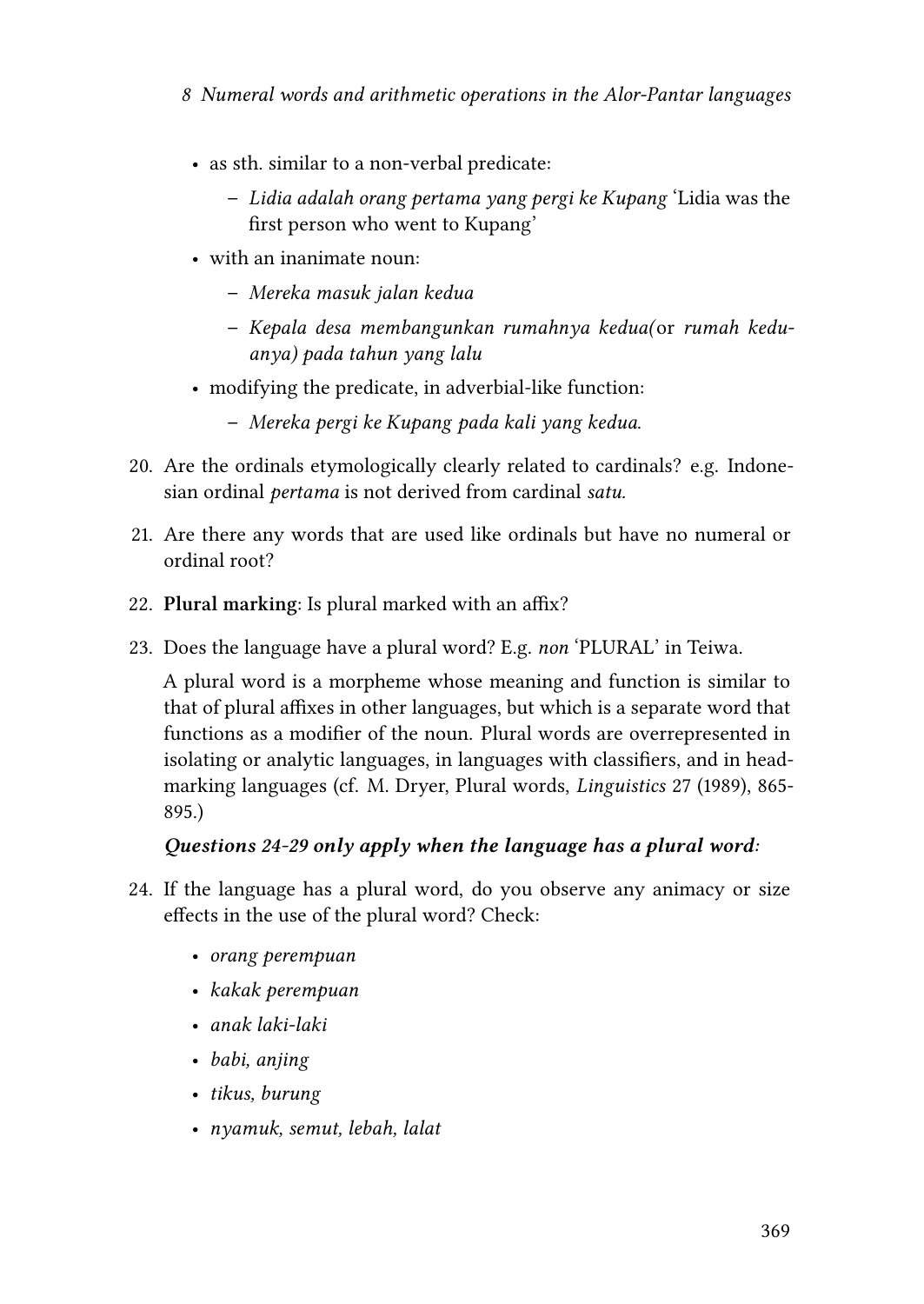- as sth. similar to a non-verbal predicate:
  - *Lidia adalah orang pertama yang pergi ke Kupang* 'Lidia was the first person who went to Kupang'
- with an inanimate noun:
  - *Mereka masuk jalan kedua*
  - *Kepala desa membangunkan rumahnya kedua(*or *rumah keduanya) pada tahun yang lalu*
- modifying the predicate, in adverbial-like function:
  - *Mereka pergi ke Kupang pada kali yang kedua.*

20. Are the ordinals etymologically clearly related to cardinals? e.g. Indonesian ordinal *pertama* is not derived from cardinal *satu.*

21. Are there any words that are used like ordinals but have no numeral or ordinal root?

22. **Plural marking**: Is plural marked with an affix?

23. Does the language have a plural word? E.g. *non* 'PLURAL' in Teiwa.

    A plural word is a morpheme whose meaning and function is similar to that of plural affixes in other languages, but which is a separate word that functions as a modifier of the noun. Plural words are overrepresented in isolating or analytic languages, in languages with classifiers, and in head-marking languages (cf. M. Dryer, Plural words, *Linguistics* 27 (1989), 865-895.)

    ***Questions 24-29 only apply when the language has a plural word:***

24. If the language has a plural word, do you observe any animacy or size effects in the use of the plural word? Check:
    - *orang perempuan*
    - *kakak perempuan*
    - *anak laki-laki*
    - *babi, anjing*
    - *tikus, burung*
    - *nyamuk, semut, lebah, lalat*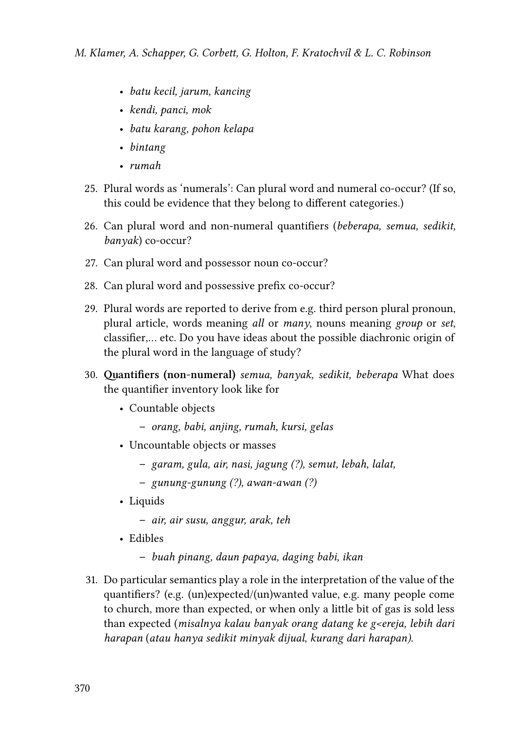- *batu kecil, jarum, kancing*
- *kendi, panci, mok*
- *batu karang, pohon kelapa*
- *bintang*
- *rumah*

25. Plural words as 'numerals': Can plural word and numeral co-occur? (If so, this could be evidence that they belong to different categories.)

26. Can plural word and non-numeral quantifiers (*beberapa, semua, sedikit, banyak*) co-occur?

27. Can plural word and possessor noun co-occur?

28. Can plural word and possessive prefix co-occur?

29. Plural words are reported to derive from e.g. third person plural pronoun, plural article, words meaning *all* or *many*, nouns meaning *group* or *set*, classifier,... etc. Do you have ideas about the possible diachronic origin of the plural word in the language of study?

30. **Quantifiers (non-numeral)** *semua, banyak, sedikit, beberapa* What does the quantifier inventory look like for
    - Countable objects
      - *orang, babi, anjing, rumah, kursi, gelas*
    - Uncountable objects or masses
      - *garam, gula, air, nasi, jagung (?), semut, lebah, lalat,*
      - *gunung-gunung (?), awan-awan (?)*
    - Liquids
      - *air, air susu, anggur, arak, teh*
    - Edibles
      - *buah pinang, daun papaya, daging babi, ikan*

31. Do particular semantics play a role in the interpretation of the value of the quantifiers? (e.g. (un)expected/(un)wanted value, e.g. many people come to church, more than expected, or when only a little bit of gas is sold less than expected (*misalnya kalau banyak orang datang ke g<ereja, lebih dari harapan* (*atau hanya sedikit minyak dijual, kurang dari harapan).*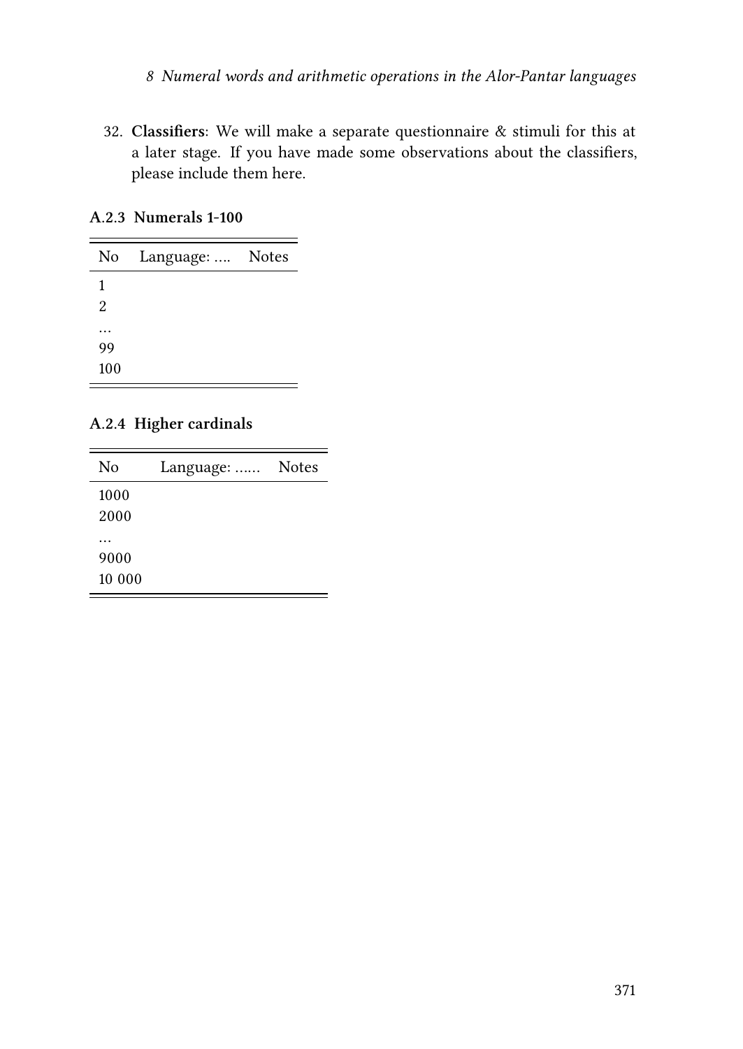32. **Classifiers**: We will make a separate questionnaire & stimuli for this at a later stage. If you have made some observations about the classifiers, please include them here.

### A.2.3 Numerals 1-100

| No | Language: .... | Notes |
|---|---|---|
| 1 | | |
| 2 | | |
| … | | |
| 99 | | |
| 100 | | |

### A.2.4 Higher cardinals

| No | Language: ...... | Notes |
|---|---|---|
| 1000 | | |
| 2000 | | |
| … | | |
| 9000 | | |
| 10 000 | | |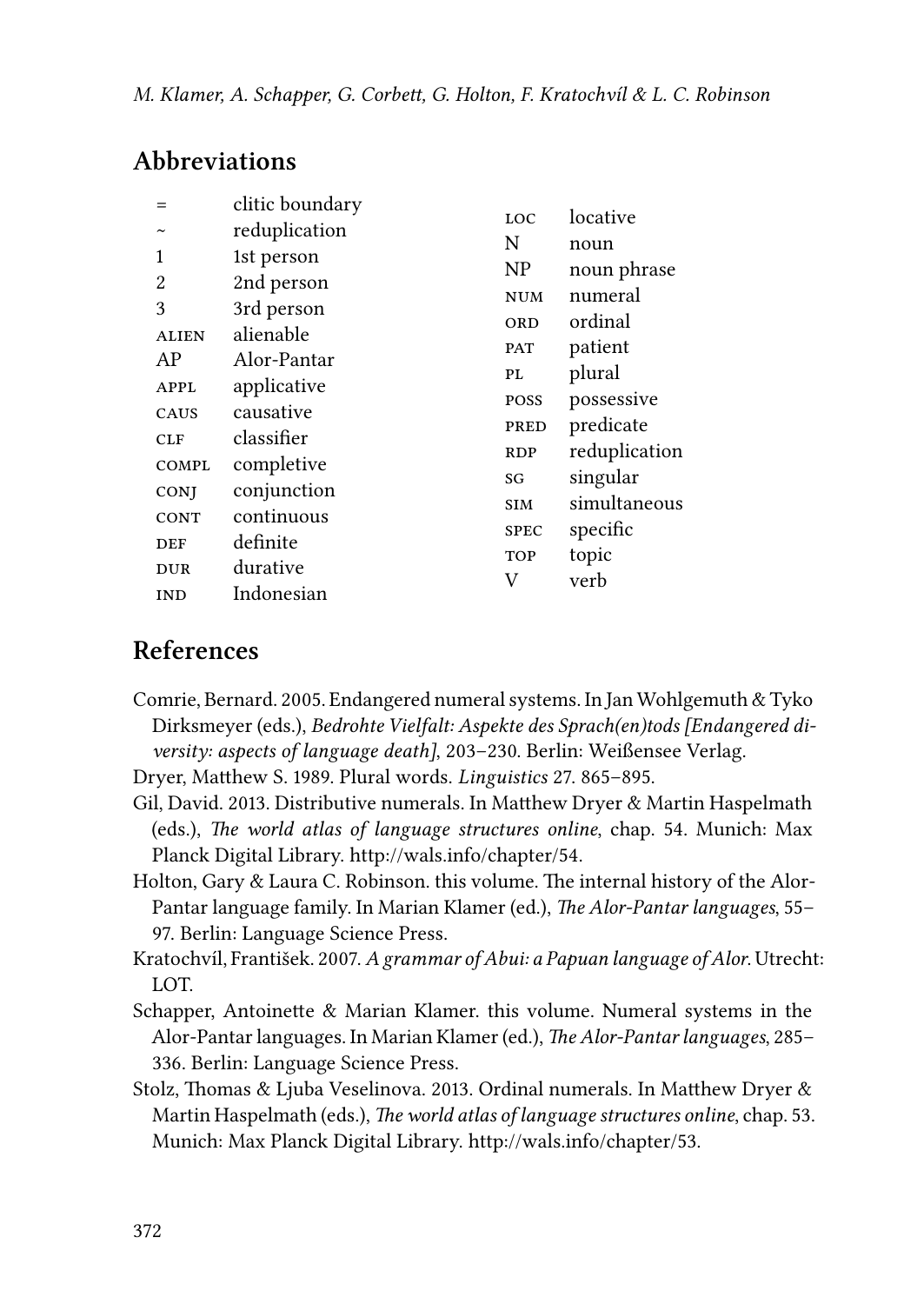## Abbreviations

| | | | |
|---|---|---|---|
| = | clitic boundary | LOC | locative |
| ~ | reduplication | N | noun |
| 1 | 1st person | NP | noun phrase |
| 2 | 2nd person | NUM | numeral |
| 3 | 3rd person | ORD | ordinal |
| ALIEN | alienable | PAT | patient |
| AP | Alor-Pantar | PL | plural |
| APPL | applicative | POSS | possessive |
| CAUS | causative | PRED | predicate |
| CLF | classifier | RDP | reduplication |
| COMPL | completive | SG | singular |
| CONJ | conjunction | SIM | simultaneous |
| CONT | continuous | SPEC | specific |
| DEF | definite | TOP | topic |
| DUR | durative | V | verb |
| IND | Indonesian | | |

## References

Comrie, Bernard. 2005. Endangered numeral systems. In Jan Wohlgemuth & Tyko Dirksmeyer (eds.), *Bedrohte Vielfalt: Aspekte des Sprach(en)tods [Endangered diversity: aspects of language death]*, 203–230. Berlin: Weißensee Verlag.

Dryer, Matthew S. 1989. Plural words. *Linguistics* 27. 865–895.

Gil, David. 2013. Distributive numerals. In Matthew Dryer & Martin Haspelmath (eds.), *The world atlas of language structures online*, chap. 54. Munich: Max Planck Digital Library. http://wals.info/chapter/54.

Holton, Gary & Laura C. Robinson. this volume. The internal history of the Alor-Pantar language family. In Marian Klamer (ed.), *The Alor-Pantar languages*, 55–97. Berlin: Language Science Press.

Kratochvíl, František. 2007. *A grammar of Abui: a Papuan language of Alor.* Utrecht: LOT.

Schapper, Antoinette & Marian Klamer. this volume. Numeral systems in the Alor-Pantar languages. In Marian Klamer (ed.), *The Alor-Pantar languages*, 285–336. Berlin: Language Science Press.

Stolz, Thomas & Ljuba Veselinova. 2013. Ordinal numerals. In Matthew Dryer & Martin Haspelmath (eds.), *The world atlas of language structures online*, chap. 53. Munich: Max Planck Digital Library. http://wals.info/chapter/53.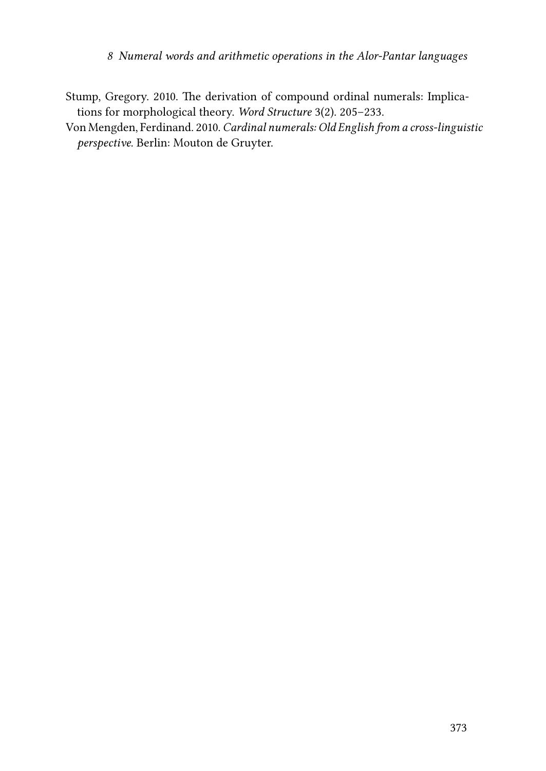Stump, Gregory. 2010. The derivation of compound ordinal numerals: Implications for morphological theory. *Word Structure* 3(2). 205–233.

Von Mengden, Ferdinand. 2010. *Cardinal numerals: Old English from a cross-linguistic perspective*. Berlin: Mouton de Gruyter.